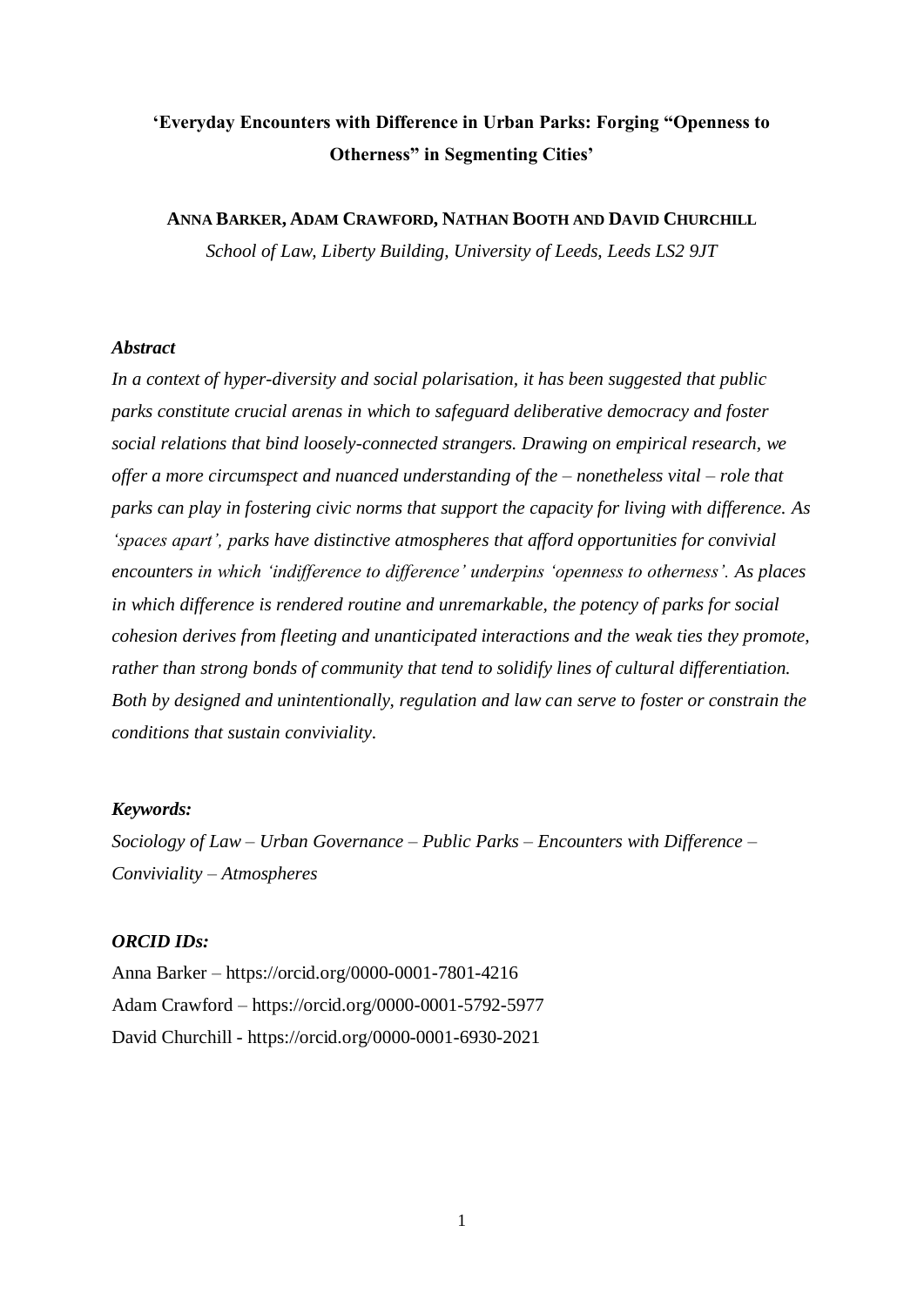# 'Everyday Encounters with Difference in Urban Parks: Forging "Openness to Otherness" in Segmenting Cities'

**ANNA BARKER, ADAM CRAWFORD, NATHAN BOOTH AND DAVID CHURCHILL**

*School of Law, Liberty Building, University of Leeds, Leeds LS2 9JT*

***Abstract***

*In a context of hyper-diversity and social polarisation, it has been suggested that public parks constitute crucial arenas in which to safeguard deliberative democracy and foster social relations that bind loosely-connected strangers. Drawing on empirical research, we offer a more circumspect and nuanced understanding of the – nonetheless vital – role that parks can play in fostering civic norms that support the capacity for living with difference. As 'spaces apart', parks have distinctive atmospheres that afford opportunities for convivial encounters in which 'indifference to difference' underpins 'openness to otherness'. As places in which difference is rendered routine and unremarkable, the potency of parks for social cohesion derives from fleeting and unanticipated interactions and the weak ties they promote, rather than strong bonds of community that tend to solidify lines of cultural differentiation. Both by designed and unintentionally, regulation and law can serve to foster or constrain the conditions that sustain conviviality.*

***Keywords:***

*Sociology of Law – Urban Governance – Public Parks – Encounters with Difference – Conviviality – Atmospheres*

***ORCID IDs:***

Anna Barker – https://orcid.org/0000-0001-7801-4216
Adam Crawford – https://orcid.org/0000-0001-5792-5977
David Churchill - https://orcid.org/0000-0001-6930-2021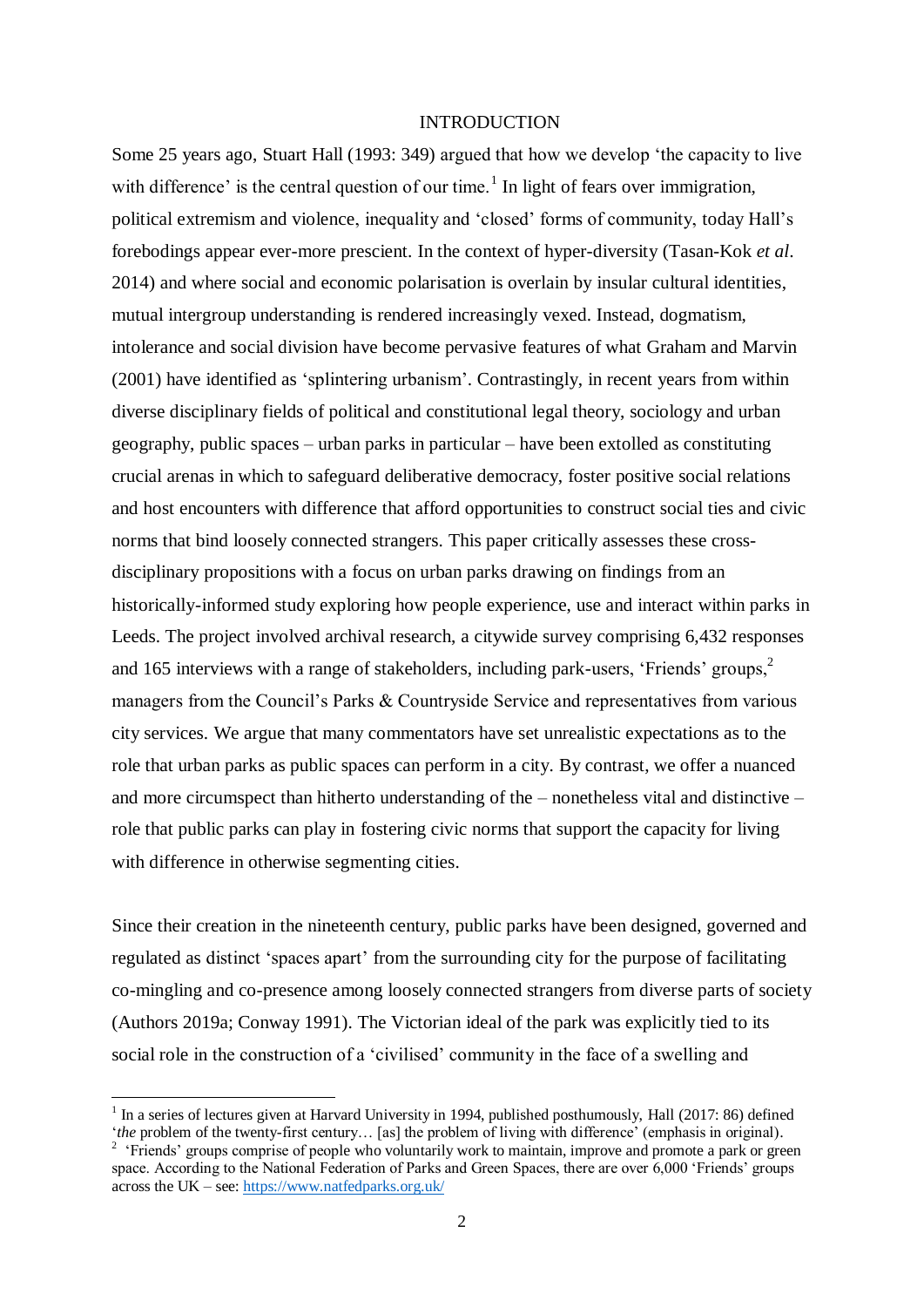# INTRODUCTION

Some 25 years ago, Stuart Hall (1993: 349) argued that how we develop 'the capacity to live with difference' is the central question of our time.[1] In light of fears over immigration, political extremism and violence, inequality and 'closed' forms of community, today Hall's forebodings appear ever-more prescient. In the context of hyper-diversity (Tasan-Kok *et al*. 2014) and where social and economic polarisation is overlain by insular cultural identities, mutual intergroup understanding is rendered increasingly vexed. Instead, dogmatism, intolerance and social division have become pervasive features of what Graham and Marvin (2001) have identified as 'splintering urbanism'. Contrastingly, in recent years from within diverse disciplinary fields of political and constitutional legal theory, sociology and urban geography, public spaces – urban parks in particular – have been extolled as constituting crucial arenas in which to safeguard deliberative democracy, foster positive social relations and host encounters with difference that afford opportunities to construct social ties and civic norms that bind loosely connected strangers. This paper critically assesses these cross-disciplinary propositions with a focus on urban parks drawing on findings from an historically-informed study exploring how people experience, use and interact within parks in Leeds. The project involved archival research, a citywide survey comprising 6,432 responses and 165 interviews with a range of stakeholders, including park-users, 'Friends' groups,[2] managers from the Council's Parks & Countryside Service and representatives from various city services. We argue that many commentators have set unrealistic expectations as to the role that urban parks as public spaces can perform in a city. By contrast, we offer a nuanced and more circumspect than hitherto understanding of the – nonetheless vital and distinctive – role that public parks can play in fostering civic norms that support the capacity for living with difference in otherwise segmenting cities.

Since their creation in the nineteenth century, public parks have been designed, governed and regulated as distinct 'spaces apart' from the surrounding city for the purpose of facilitating co-mingling and co-presence among loosely connected strangers from diverse parts of society (Authors 2019a; Conway 1991). The Victorian ideal of the park was explicitly tied to its social role in the construction of a 'civilised' community in the face of a swelling and

---

[1] In a series of lectures given at Harvard University in 1994, published posthumously, Hall (2017: 86) defined '*the* problem of the twenty-first century… [as] the problem of living with difference' (emphasis in original).

[2] 'Friends' groups comprise of people who voluntarily work to maintain, improve and promote a park or green space. According to the National Federation of Parks and Green Spaces, there are over 6,000 'Friends' groups across the UK – see: https://www.natfedparks.org.uk/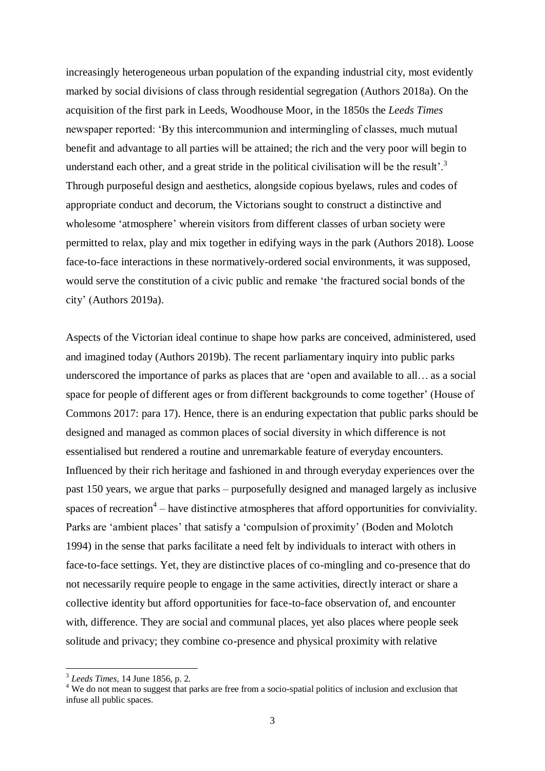increasingly heterogeneous urban population of the expanding industrial city, most evidently marked by social divisions of class through residential segregation (Authors 2018a). On the acquisition of the first park in Leeds, Woodhouse Moor, in the 1850s the *Leeds Times* newspaper reported: 'By this intercommunion and intermingling of classes, much mutual benefit and advantage to all parties will be attained; the rich and the very poor will begin to understand each other, and a great stride in the political civilisation will be the result'.[3] Through purposeful design and aesthetics, alongside copious byelaws, rules and codes of appropriate conduct and decorum, the Victorians sought to construct a distinctive and wholesome 'atmosphere' wherein visitors from different classes of urban society were permitted to relax, play and mix together in edifying ways in the park (Authors 2018). Loose face-to-face interactions in these normatively-ordered social environments, it was supposed, would serve the constitution of a civic public and remake 'the fractured social bonds of the city' (Authors 2019a).

Aspects of the Victorian ideal continue to shape how parks are conceived, administered, used and imagined today (Authors 2019b). The recent parliamentary inquiry into public parks underscored the importance of parks as places that are 'open and available to all… as a social space for people of different ages or from different backgrounds to come together' (House of Commons 2017: para 17). Hence, there is an enduring expectation that public parks should be designed and managed as common places of social diversity in which difference is not essentialised but rendered a routine and unremarkable feature of everyday encounters. Influenced by their rich heritage and fashioned in and through everyday experiences over the past 150 years, we argue that parks – purposefully designed and managed largely as inclusive spaces of recreation[4] – have distinctive atmospheres that afford opportunities for conviviality. Parks are 'ambient places' that satisfy a 'compulsion of proximity' (Boden and Molotch 1994) in the sense that parks facilitate a need felt by individuals to interact with others in face-to-face settings. Yet, they are distinctive places of co-mingling and co-presence that do not necessarily require people to engage in the same activities, directly interact or share a collective identity but afford opportunities for face-to-face observation of, and encounter with, difference. They are social and communal places, yet also places where people seek solitude and privacy; they combine co-presence and physical proximity with relative

[3] *Leeds Times*, 14 June 1856, p. 2.

[4] We do not mean to suggest that parks are free from a socio-spatial politics of inclusion and exclusion that infuse all public spaces.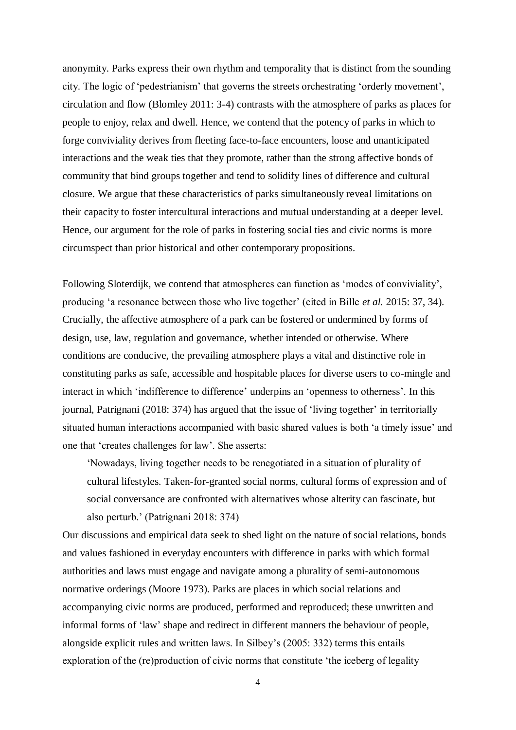anonymity. Parks express their own rhythm and temporality that is distinct from the sounding city. The logic of 'pedestrianism' that governs the streets orchestrating 'orderly movement', circulation and flow (Blomley 2011: 3-4) contrasts with the atmosphere of parks as places for people to enjoy, relax and dwell. Hence, we contend that the potency of parks in which to forge conviviality derives from fleeting face-to-face encounters, loose and unanticipated interactions and the weak ties that they promote, rather than the strong affective bonds of community that bind groups together and tend to solidify lines of difference and cultural closure. We argue that these characteristics of parks simultaneously reveal limitations on their capacity to foster intercultural interactions and mutual understanding at a deeper level. Hence, our argument for the role of parks in fostering social ties and civic norms is more circumspect than prior historical and other contemporary propositions.

Following Sloterdijk, we contend that atmospheres can function as 'modes of conviviality', producing 'a resonance between those who live together' (cited in Bille *et al.* 2015: 37, 34). Crucially, the affective atmosphere of a park can be fostered or undermined by forms of design, use, law, regulation and governance, whether intended or otherwise. Where conditions are conducive, the prevailing atmosphere plays a vital and distinctive role in constituting parks as safe, accessible and hospitable places for diverse users to co-mingle and interact in which 'indifference to difference' underpins an 'openness to otherness'. In this journal, Patrignani (2018: 374) has argued that the issue of 'living together' in territorially situated human interactions accompanied with basic shared values is both 'a timely issue' and one that 'creates challenges for law'. She asserts:

> 'Nowadays, living together needs to be renegotiated in a situation of plurality of cultural lifestyles. Taken-for-granted social norms, cultural forms of expression and of social conversance are confronted with alternatives whose alterity can fascinate, but also perturb.' (Patrignani 2018: 374)

Our discussions and empirical data seek to shed light on the nature of social relations, bonds and values fashioned in everyday encounters with difference in parks with which formal authorities and laws must engage and navigate among a plurality of semi-autonomous normative orderings (Moore 1973). Parks are places in which social relations and accompanying civic norms are produced, performed and reproduced; these unwritten and informal forms of 'law' shape and redirect in different manners the behaviour of people, alongside explicit rules and written laws. In Silbey's (2005: 332) terms this entails exploration of the (re)production of civic norms that constitute 'the iceberg of legality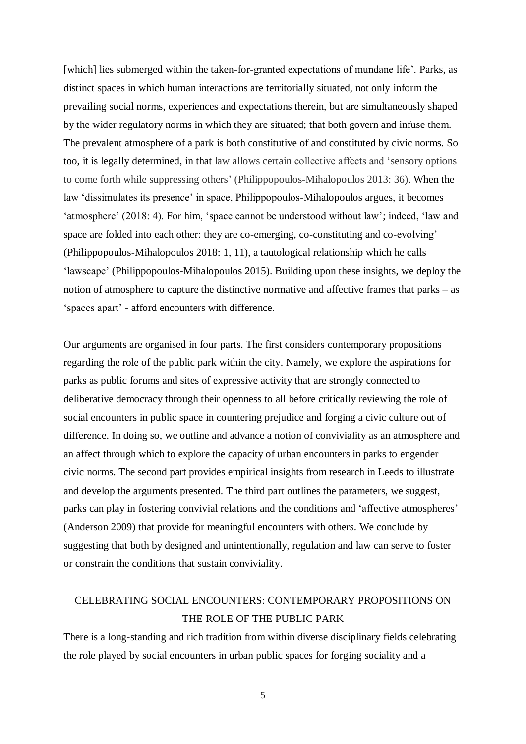[which] lies submerged within the taken-for-granted expectations of mundane life'. Parks, as distinct spaces in which human interactions are territorially situated, not only inform the prevailing social norms, experiences and expectations therein, but are simultaneously shaped by the wider regulatory norms in which they are situated; that both govern and infuse them. The prevalent atmosphere of a park is both constitutive of and constituted by civic norms. So too, it is legally determined, in that law allows certain collective affects and 'sensory options to come forth while suppressing others' (Philippopoulos-Mihalopoulos 2013: 36). When the law 'dissimulates its presence' in space, Philippopoulos-Mihalopoulos argues, it becomes 'atmosphere' (2018: 4). For him, 'space cannot be understood without law'; indeed, 'law and space are folded into each other: they are co-emerging, co-constituting and co-evolving' (Philippopoulos-Mihalopoulos 2018: 1, 11), a tautological relationship which he calls 'lawscape' (Philippopoulos-Mihalopoulos 2015). Building upon these insights, we deploy the notion of atmosphere to capture the distinctive normative and affective frames that parks – as 'spaces apart' - afford encounters with difference.

Our arguments are organised in four parts. The first considers contemporary propositions regarding the role of the public park within the city. Namely, we explore the aspirations for parks as public forums and sites of expressive activity that are strongly connected to deliberative democracy through their openness to all before critically reviewing the role of social encounters in public space in countering prejudice and forging a civic culture out of difference. In doing so, we outline and advance a notion of conviviality as an atmosphere and an affect through which to explore the capacity of urban encounters in parks to engender civic norms. The second part provides empirical insights from research in Leeds to illustrate and develop the arguments presented. The third part outlines the parameters, we suggest, parks can play in fostering convivial relations and the conditions and 'affective atmospheres' (Anderson 2009) that provide for meaningful encounters with others. We conclude by suggesting that both by designed and unintentionally, regulation and law can serve to foster or constrain the conditions that sustain conviviality.

## CELEBRATING SOCIAL ENCOUNTERS: CONTEMPORARY PROPOSITIONS ON THE ROLE OF THE PUBLIC PARK

There is a long-standing and rich tradition from within diverse disciplinary fields celebrating the role played by social encounters in urban public spaces for forging sociality and a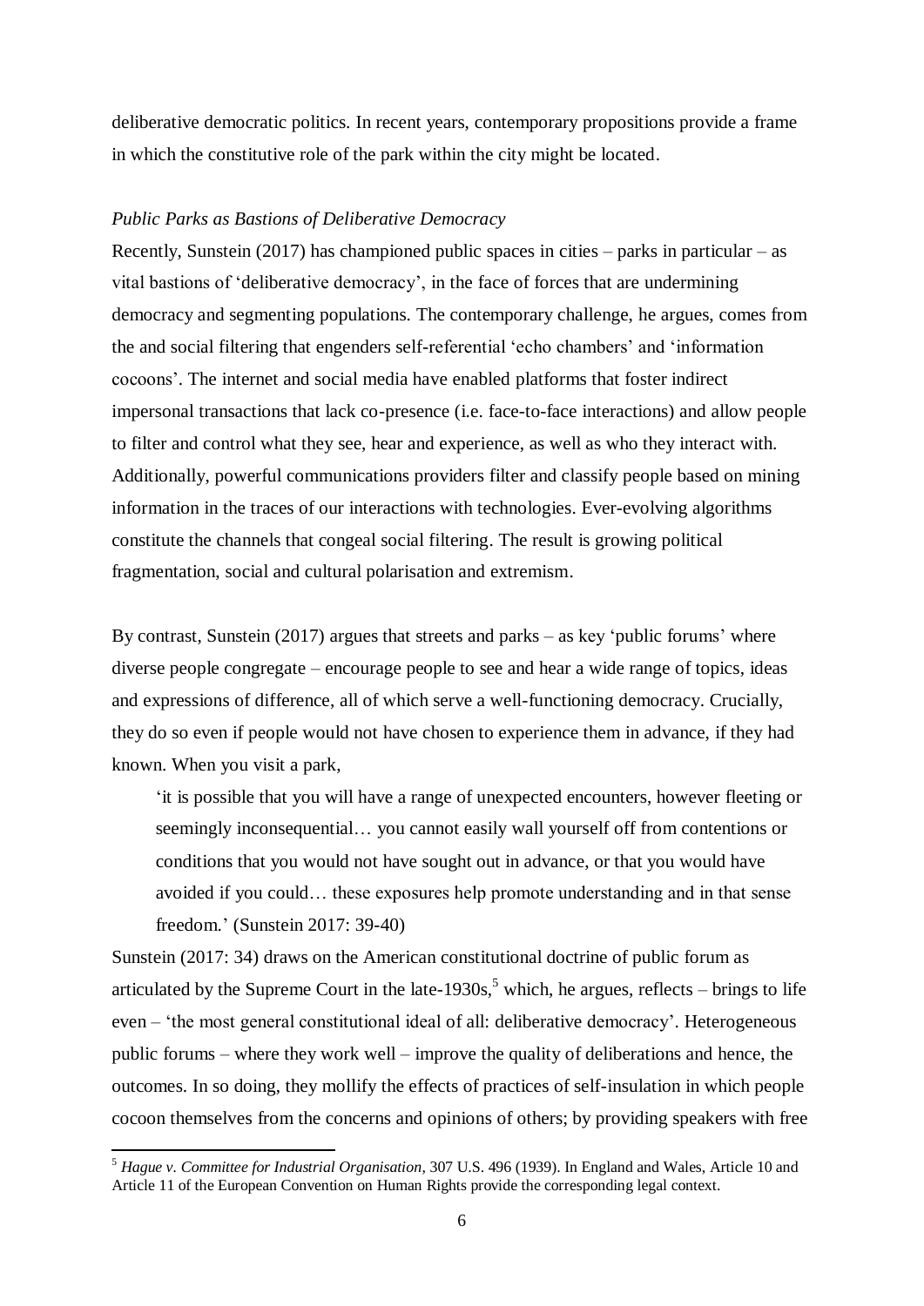deliberative democratic politics. In recent years, contemporary propositions provide a frame in which the constitutive role of the park within the city might be located.

### *Public Parks as Bastions of Deliberative Democracy*

Recently, Sunstein (2017) has championed public spaces in cities – parks in particular – as vital bastions of 'deliberative democracy', in the face of forces that are undermining democracy and segmenting populations. The contemporary challenge, he argues, comes from the and social filtering that engenders self-referential 'echo chambers' and 'information cocoons'. The internet and social media have enabled platforms that foster indirect impersonal transactions that lack co-presence (i.e. face-to-face interactions) and allow people to filter and control what they see, hear and experience, as well as who they interact with. Additionally, powerful communications providers filter and classify people based on mining information in the traces of our interactions with technologies. Ever-evolving algorithms constitute the channels that congeal social filtering. The result is growing political fragmentation, social and cultural polarisation and extremism.

By contrast, Sunstein (2017) argues that streets and parks – as key 'public forums' where diverse people congregate – encourage people to see and hear a wide range of topics, ideas and expressions of difference, all of which serve a well-functioning democracy. Crucially, they do so even if people would not have chosen to experience them in advance, if they had known. When you visit a park,

> 'it is possible that you will have a range of unexpected encounters, however fleeting or seemingly inconsequential… you cannot easily wall yourself off from contentions or conditions that you would not have sought out in advance, or that you would have avoided if you could… these exposures help promote understanding and in that sense freedom.' (Sunstein 2017: 39-40)

Sunstein (2017: 34) draws on the American constitutional doctrine of public forum as articulated by the Supreme Court in the late-1930s,[5] which, he argues, reflects – brings to life even – 'the most general constitutional ideal of all: deliberative democracy'. Heterogeneous public forums – where they work well – improve the quality of deliberations and hence, the outcomes. In so doing, they mollify the effects of practices of self-insulation in which people cocoon themselves from the concerns and opinions of others; by providing speakers with free

---

[5] *Hague v. Committee for Industrial Organisation*, 307 U.S. 496 (1939). In England and Wales, Article 10 and Article 11 of the European Convention on Human Rights provide the corresponding legal context.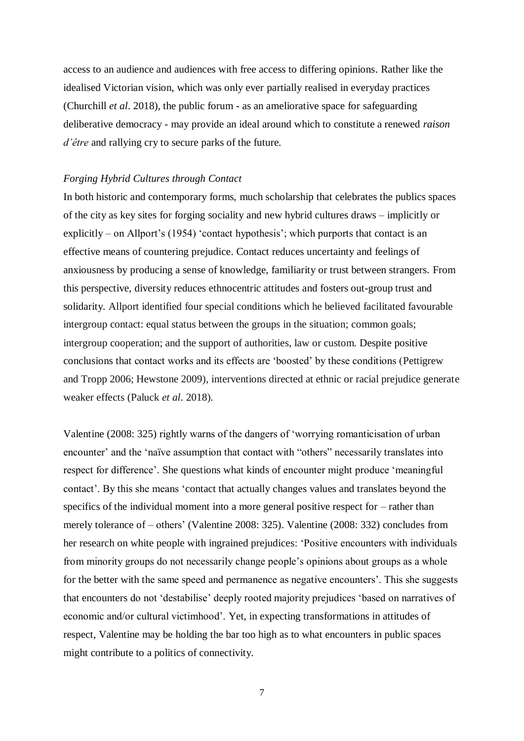access to an audience and audiences with free access to differing opinions. Rather like the idealised Victorian vision, which was only ever partially realised in everyday practices (Churchill *et al*. 2018), the public forum - as an ameliorative space for safeguarding deliberative democracy - may provide an ideal around which to constitute a renewed *raison d'être* and rallying cry to secure parks of the future.

### *Forging Hybrid Cultures through Contact*

In both historic and contemporary forms, much scholarship that celebrates the publics spaces of the city as key sites for forging sociality and new hybrid cultures draws – implicitly or explicitly – on Allport's (1954) 'contact hypothesis'; which purports that contact is an effective means of countering prejudice. Contact reduces uncertainty and feelings of anxiousness by producing a sense of knowledge, familiarity or trust between strangers. From this perspective, diversity reduces ethnocentric attitudes and fosters out-group trust and solidarity. Allport identified four special conditions which he believed facilitated favourable intergroup contact: equal status between the groups in the situation; common goals; intergroup cooperation; and the support of authorities, law or custom. Despite positive conclusions that contact works and its effects are 'boosted' by these conditions (Pettigrew and Tropp 2006; Hewstone 2009), interventions directed at ethnic or racial prejudice generate weaker effects (Paluck *et al*. 2018).

Valentine (2008: 325) rightly warns of the dangers of 'worrying romanticisation of urban encounter' and the 'naïve assumption that contact with "others" necessarily translates into respect for difference'. She questions what kinds of encounter might produce 'meaningful contact'. By this she means 'contact that actually changes values and translates beyond the specifics of the individual moment into a more general positive respect for – rather than merely tolerance of – others' (Valentine 2008: 325). Valentine (2008: 332) concludes from her research on white people with ingrained prejudices: 'Positive encounters with individuals from minority groups do not necessarily change people's opinions about groups as a whole for the better with the same speed and permanence as negative encounters'. This she suggests that encounters do not 'destabilise' deeply rooted majority prejudices 'based on narratives of economic and/or cultural victimhood'. Yet, in expecting transformations in attitudes of respect, Valentine may be holding the bar too high as to what encounters in public spaces might contribute to a politics of connectivity.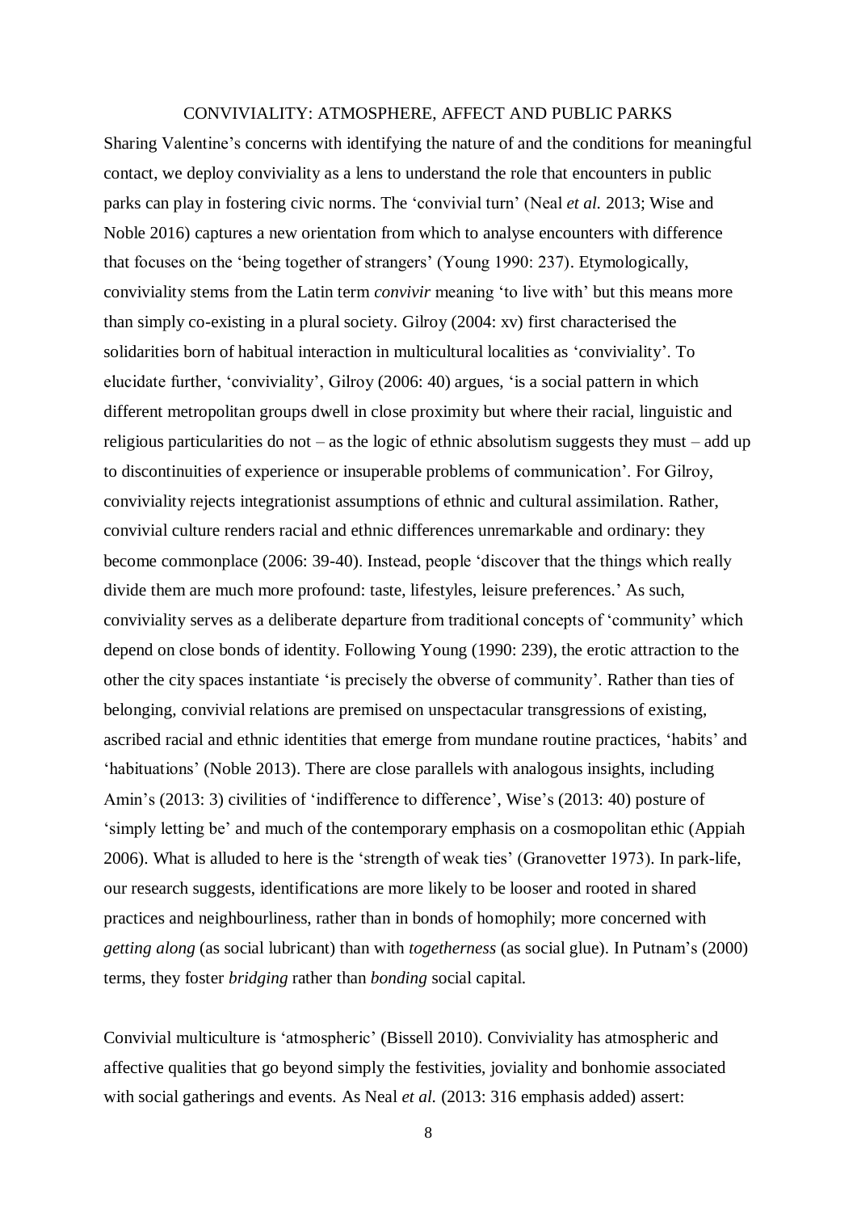## CONVIVIALITY: ATMOSPHERE, AFFECT AND PUBLIC PARKS

Sharing Valentine's concerns with identifying the nature of and the conditions for meaningful contact, we deploy conviviality as a lens to understand the role that encounters in public parks can play in fostering civic norms. The 'convivial turn' (Neal *et al.* 2013; Wise and Noble 2016) captures a new orientation from which to analyse encounters with difference that focuses on the 'being together of strangers' (Young 1990: 237). Etymologically, conviviality stems from the Latin term *convivir* meaning 'to live with' but this means more than simply co-existing in a plural society. Gilroy (2004: xv) first characterised the solidarities born of habitual interaction in multicultural localities as 'conviviality'. To elucidate further, 'conviviality', Gilroy (2006: 40) argues, 'is a social pattern in which different metropolitan groups dwell in close proximity but where their racial, linguistic and religious particularities do not – as the logic of ethnic absolutism suggests they must – add up to discontinuities of experience or insuperable problems of communication'. For Gilroy, conviviality rejects integrationist assumptions of ethnic and cultural assimilation. Rather, convivial culture renders racial and ethnic differences unremarkable and ordinary: they become commonplace (2006: 39-40). Instead, people 'discover that the things which really divide them are much more profound: taste, lifestyles, leisure preferences.' As such, conviviality serves as a deliberate departure from traditional concepts of 'community' which depend on close bonds of identity. Following Young (1990: 239), the erotic attraction to the other the city spaces instantiate 'is precisely the obverse of community'. Rather than ties of belonging, convivial relations are premised on unspectacular transgressions of existing, ascribed racial and ethnic identities that emerge from mundane routine practices, 'habits' and 'habituations' (Noble 2013). There are close parallels with analogous insights, including Amin's (2013: 3) civilities of 'indifference to difference', Wise's (2013: 40) posture of 'simply letting be' and much of the contemporary emphasis on a cosmopolitan ethic (Appiah 2006). What is alluded to here is the 'strength of weak ties' (Granovetter 1973). In park-life, our research suggests, identifications are more likely to be looser and rooted in shared practices and neighbourliness, rather than in bonds of homophily; more concerned with *getting along* (as social lubricant) than with *togetherness* (as social glue). In Putnam's (2000) terms, they foster *bridging* rather than *bonding* social capital.

Convivial multiculture is 'atmospheric' (Bissell 2010). Conviviality has atmospheric and affective qualities that go beyond simply the festivities, joviality and bonhomie associated with social gatherings and events. As Neal *et al.* (2013: 316 emphasis added) assert: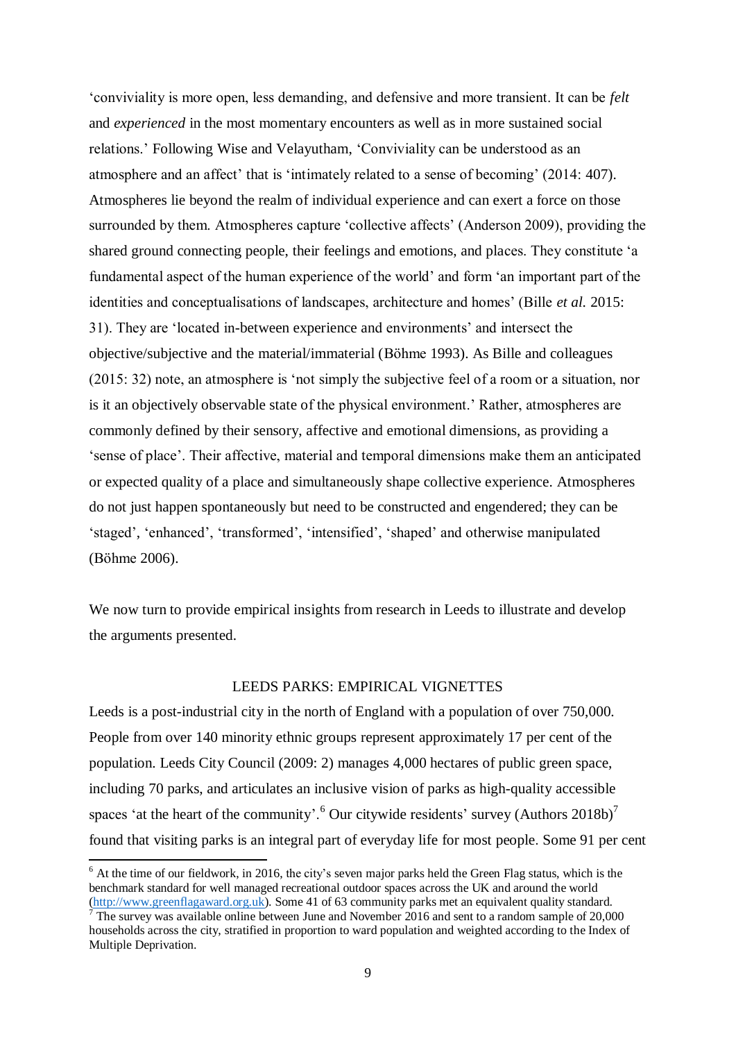'conviviality is more open, less demanding, and defensive and more transient. It can be *felt* and *experienced* in the most momentary encounters as well as in more sustained social relations.' Following Wise and Velayutham, 'Conviviality can be understood as an atmosphere and an affect' that is 'intimately related to a sense of becoming' (2014: 407). Atmospheres lie beyond the realm of individual experience and can exert a force on those surrounded by them. Atmospheres capture 'collective affects' (Anderson 2009), providing the shared ground connecting people, their feelings and emotions, and places. They constitute 'a fundamental aspect of the human experience of the world' and form 'an important part of the identities and conceptualisations of landscapes, architecture and homes' (Bille *et al.* 2015: 31). They are 'located in-between experience and environments' and intersect the objective/subjective and the material/immaterial (Böhme 1993). As Bille and colleagues (2015: 32) note, an atmosphere is 'not simply the subjective feel of a room or a situation, nor is it an objectively observable state of the physical environment.' Rather, atmospheres are commonly defined by their sensory, affective and emotional dimensions, as providing a 'sense of place'. Their affective, material and temporal dimensions make them an anticipated or expected quality of a place and simultaneously shape collective experience. Atmospheres do not just happen spontaneously but need to be constructed and engendered; they can be 'staged', 'enhanced', 'transformed', 'intensified', 'shaped' and otherwise manipulated (Böhme 2006).

We now turn to provide empirical insights from research in Leeds to illustrate and develop the arguments presented.

## LEEDS PARKS: EMPIRICAL VIGNETTES

Leeds is a post-industrial city in the north of England with a population of over 750,000. People from over 140 minority ethnic groups represent approximately 17 per cent of the population. Leeds City Council (2009: 2) manages 4,000 hectares of public green space, including 70 parks, and articulates an inclusive vision of parks as high-quality accessible spaces 'at the heart of the community'.[6] Our citywide residents' survey (Authors 2018b)[7] found that visiting parks is an integral part of everyday life for most people. Some 91 per cent

---

[6] At the time of our fieldwork, in 2016, the city's seven major parks held the Green Flag status, which is the benchmark standard for well managed recreational outdoor spaces across the UK and around the world (http://www.greenflagaward.org.uk). Some 41 of 63 community parks met an equivalent quality standard.

[7] The survey was available online between June and November 2016 and sent to a random sample of 20,000 households across the city, stratified in proportion to ward population and weighted according to the Index of Multiple Deprivation.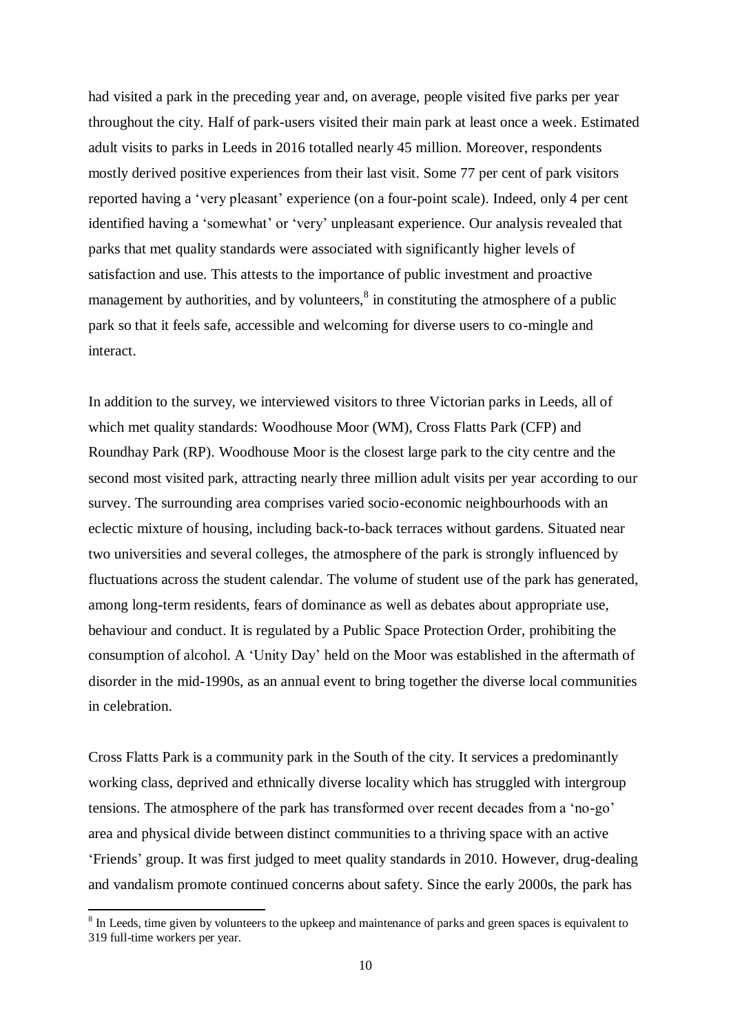had visited a park in the preceding year and, on average, people visited five parks per year throughout the city. Half of park-users visited their main park at least once a week. Estimated adult visits to parks in Leeds in 2016 totalled nearly 45 million. Moreover, respondents mostly derived positive experiences from their last visit. Some 77 per cent of park visitors reported having a 'very pleasant' experience (on a four-point scale). Indeed, only 4 per cent identified having a 'somewhat' or 'very' unpleasant experience. Our analysis revealed that parks that met quality standards were associated with significantly higher levels of satisfaction and use. This attests to the importance of public investment and proactive management by authorities, and by volunteers,[8] in constituting the atmosphere of a public park so that it feels safe, accessible and welcoming for diverse users to co-mingle and interact.

In addition to the survey, we interviewed visitors to three Victorian parks in Leeds, all of which met quality standards: Woodhouse Moor (WM), Cross Flatts Park (CFP) and Roundhay Park (RP). Woodhouse Moor is the closest large park to the city centre and the second most visited park, attracting nearly three million adult visits per year according to our survey. The surrounding area comprises varied socio-economic neighbourhoods with an eclectic mixture of housing, including back-to-back terraces without gardens. Situated near two universities and several colleges, the atmosphere of the park is strongly influenced by fluctuations across the student calendar. The volume of student use of the park has generated, among long-term residents, fears of dominance as well as debates about appropriate use, behaviour and conduct. It is regulated by a Public Space Protection Order, prohibiting the consumption of alcohol. A 'Unity Day' held on the Moor was established in the aftermath of disorder in the mid-1990s, as an annual event to bring together the diverse local communities in celebration.

Cross Flatts Park is a community park in the South of the city. It services a predominantly working class, deprived and ethnically diverse locality which has struggled with intergroup tensions. The atmosphere of the park has transformed over recent decades from a 'no-go' area and physical divide between distinct communities to a thriving space with an active 'Friends' group. It was first judged to meet quality standards in 2010. However, drug-dealing and vandalism promote continued concerns about safety. Since the early 2000s, the park has

[8] In Leeds, time given by volunteers to the upkeep and maintenance of parks and green spaces is equivalent to 319 full-time workers per year.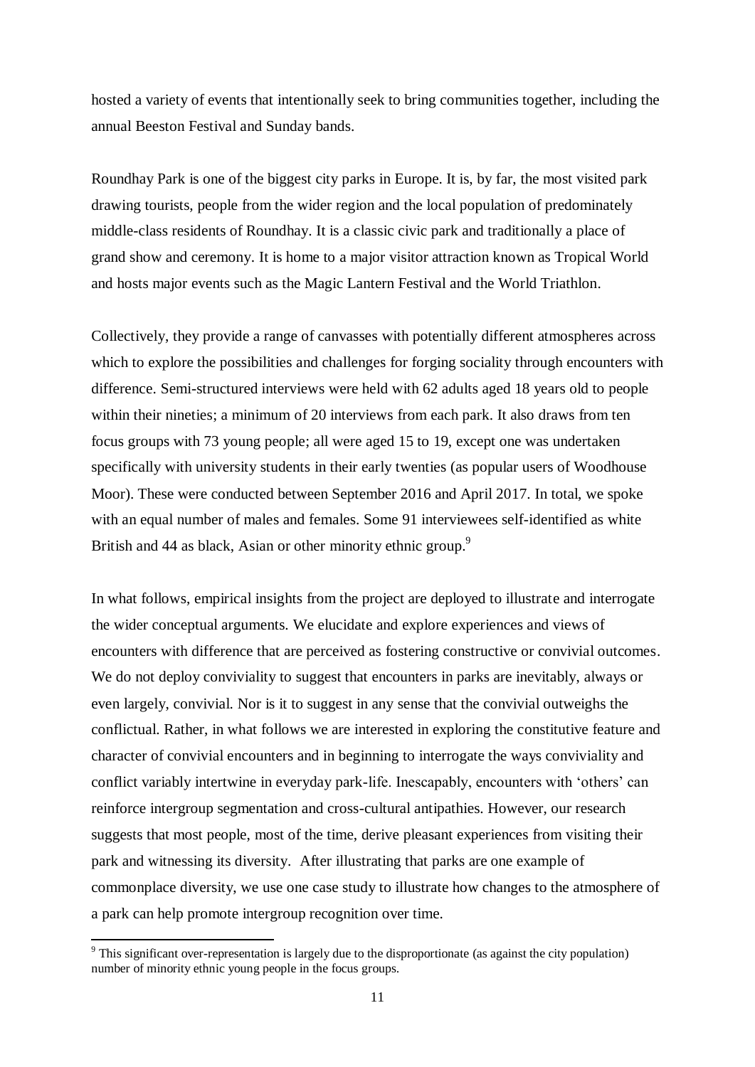hosted a variety of events that intentionally seek to bring communities together, including the annual Beeston Festival and Sunday bands.

Roundhay Park is one of the biggest city parks in Europe. It is, by far, the most visited park drawing tourists, people from the wider region and the local population of predominately middle-class residents of Roundhay. It is a classic civic park and traditionally a place of grand show and ceremony. It is home to a major visitor attraction known as Tropical World and hosts major events such as the Magic Lantern Festival and the World Triathlon.

Collectively, they provide a range of canvasses with potentially different atmospheres across which to explore the possibilities and challenges for forging sociality through encounters with difference. Semi-structured interviews were held with 62 adults aged 18 years old to people within their nineties; a minimum of 20 interviews from each park. It also draws from ten focus groups with 73 young people; all were aged 15 to 19, except one was undertaken specifically with university students in their early twenties (as popular users of Woodhouse Moor). These were conducted between September 2016 and April 2017. In total, we spoke with an equal number of males and females. Some 91 interviewees self-identified as white British and 44 as black, Asian or other minority ethnic group.[9]

In what follows, empirical insights from the project are deployed to illustrate and interrogate the wider conceptual arguments. We elucidate and explore experiences and views of encounters with difference that are perceived as fostering constructive or convivial outcomes. We do not deploy conviviality to suggest that encounters in parks are inevitably, always or even largely, convivial. Nor is it to suggest in any sense that the convivial outweighs the conflictual. Rather, in what follows we are interested in exploring the constitutive feature and character of convivial encounters and in beginning to interrogate the ways conviviality and conflict variably intertwine in everyday park-life. Inescapably, encounters with 'others' can reinforce intergroup segmentation and cross-cultural antipathies. However, our research suggests that most people, most of the time, derive pleasant experiences from visiting their park and witnessing its diversity. After illustrating that parks are one example of commonplace diversity, we use one case study to illustrate how changes to the atmosphere of a park can help promote intergroup recognition over time.

[9] This significant over-representation is largely due to the disproportionate (as against the city population) number of minority ethnic young people in the focus groups.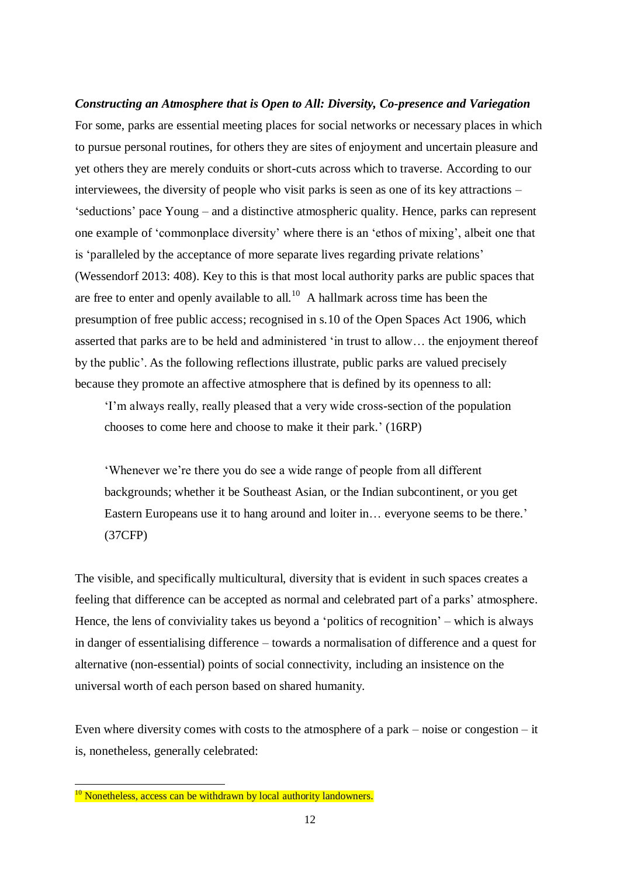***Constructing an Atmosphere that is Open to All: Diversity, Co-presence and Variegation***

For some, parks are essential meeting places for social networks or necessary places in which to pursue personal routines, for others they are sites of enjoyment and uncertain pleasure and yet others they are merely conduits or short-cuts across which to traverse. According to our interviewees, the diversity of people who visit parks is seen as one of its key attractions – 'seductions' pace Young – and a distinctive atmospheric quality. Hence, parks can represent one example of 'commonplace diversity' where there is an 'ethos of mixing', albeit one that is 'paralleled by the acceptance of more separate lives regarding private relations' (Wessendorf 2013: 408). Key to this is that most local authority parks are public spaces that are free to enter and openly available to all.[10] A hallmark across time has been the presumption of free public access; recognised in s.10 of the Open Spaces Act 1906, which asserted that parks are to be held and administered 'in trust to allow… the enjoyment thereof by the public'. As the following reflections illustrate, public parks are valued precisely because they promote an affective atmosphere that is defined by its openness to all:

> 'I'm always really, really pleased that a very wide cross-section of the population chooses to come here and choose to make it their park.' (16RP)
>
> 'Whenever we're there you do see a wide range of people from all different backgrounds; whether it be Southeast Asian, or the Indian subcontinent, or you get Eastern Europeans use it to hang around and loiter in… everyone seems to be there.' (37CFP)

The visible, and specifically multicultural, diversity that is evident in such spaces creates a feeling that difference can be accepted as normal and celebrated part of a parks' atmosphere. Hence, the lens of conviviality takes us beyond a 'politics of recognition' – which is always in danger of essentialising difference – towards a normalisation of difference and a quest for alternative (non-essential) points of social connectivity, including an insistence on the universal worth of each person based on shared humanity.

Even where diversity comes with costs to the atmosphere of a park – noise or congestion – it is, nonetheless, generally celebrated:

---

[10] Nonetheless, access can be withdrawn by local authority landowners.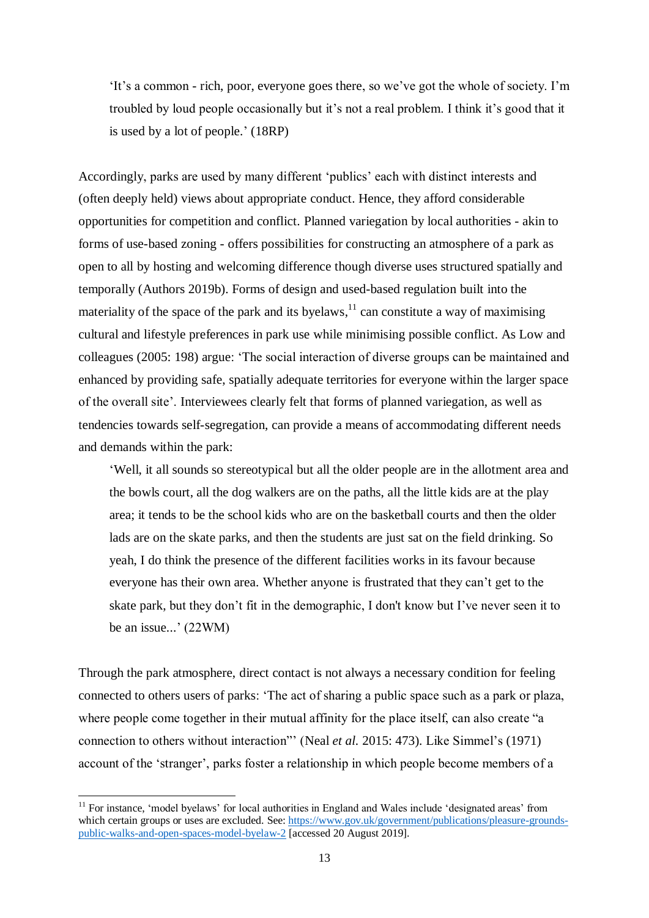> 'It's a common - rich, poor, everyone goes there, so we've got the whole of society. I'm troubled by loud people occasionally but it's not a real problem. I think it's good that it is used by a lot of people.' (18RP)

Accordingly, parks are used by many different 'publics' each with distinct interests and (often deeply held) views about appropriate conduct. Hence, they afford considerable opportunities for competition and conflict. Planned variegation by local authorities - akin to forms of use-based zoning - offers possibilities for constructing an atmosphere of a park as open to all by hosting and welcoming difference though diverse uses structured spatially and temporally (Authors 2019b). Forms of design and used-based regulation built into the materiality of the space of the park and its byelaws,[11] can constitute a way of maximising cultural and lifestyle preferences in park use while minimising possible conflict. As Low and colleagues (2005: 198) argue: 'The social interaction of diverse groups can be maintained and enhanced by providing safe, spatially adequate territories for everyone within the larger space of the overall site'. Interviewees clearly felt that forms of planned variegation, as well as tendencies towards self-segregation, can provide a means of accommodating different needs and demands within the park:

> 'Well, it all sounds so stereotypical but all the older people are in the allotment area and the bowls court, all the dog walkers are on the paths, all the little kids are at the play area; it tends to be the school kids who are on the basketball courts and then the older lads are on the skate parks, and then the students are just sat on the field drinking. So yeah, I do think the presence of the different facilities works in its favour because everyone has their own area. Whether anyone is frustrated that they can't get to the skate park, but they don't fit in the demographic, I don't know but I've never seen it to be an issue...' (22WM)

Through the park atmosphere, direct contact is not always a necessary condition for feeling connected to others users of parks: 'The act of sharing a public space such as a park or plaza, where people come together in their mutual affinity for the place itself, can also create "a connection to others without interaction"' (Neal *et al.* 2015: 473). Like Simmel's (1971) account of the 'stranger', parks foster a relationship in which people become members of a

[11] For instance, 'model byelaws' for local authorities in England and Wales include 'designated areas' from which certain groups or uses are excluded. See: https://www.gov.uk/government/publications/pleasure-grounds-public-walks-and-open-spaces-model-byelaw-2 [accessed 20 August 2019].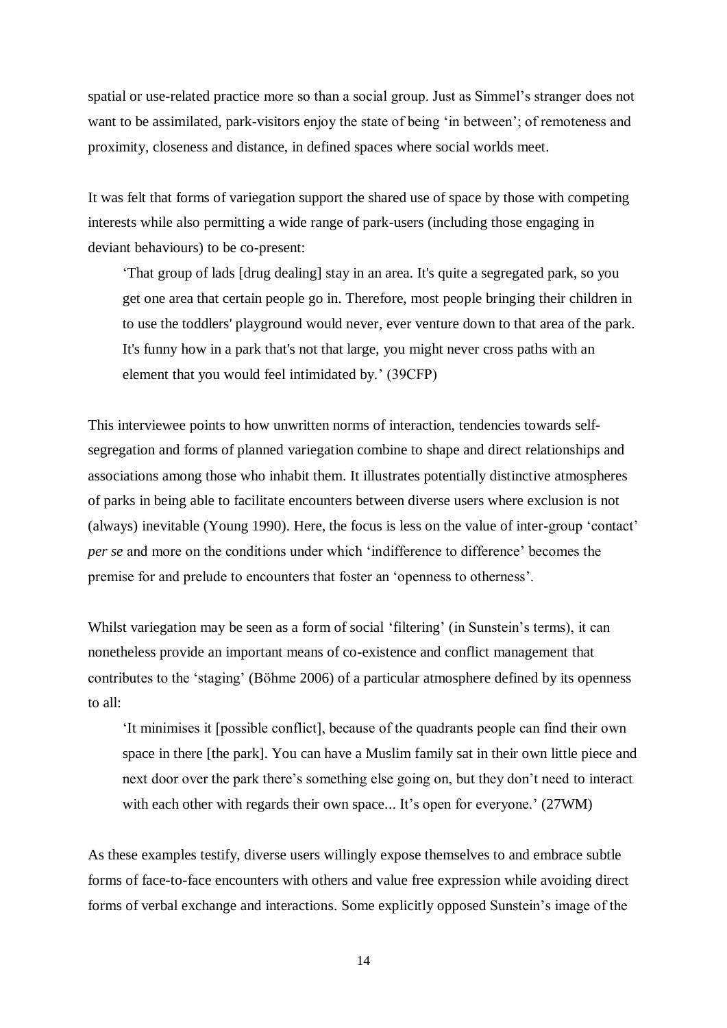spatial or use-related practice more so than a social group. Just as Simmel's stranger does not want to be assimilated, park-visitors enjoy the state of being 'in between'; of remoteness and proximity, closeness and distance, in defined spaces where social worlds meet.

It was felt that forms of variegation support the shared use of space by those with competing interests while also permitting a wide range of park-users (including those engaging in deviant behaviours) to be co-present:

> 'That group of lads [drug dealing] stay in an area. It's quite a segregated park, so you get one area that certain people go in. Therefore, most people bringing their children in to use the toddlers' playground would never, ever venture down to that area of the park. It's funny how in a park that's not that large, you might never cross paths with an element that you would feel intimidated by.' (39CFP)

This interviewee points to how unwritten norms of interaction, tendencies towards self-segregation and forms of planned variegation combine to shape and direct relationships and associations among those who inhabit them. It illustrates potentially distinctive atmospheres of parks in being able to facilitate encounters between diverse users where exclusion is not (always) inevitable (Young 1990). Here, the focus is less on the value of inter-group 'contact' *per se* and more on the conditions under which 'indifference to difference' becomes the premise for and prelude to encounters that foster an 'openness to otherness'.

Whilst variegation may be seen as a form of social 'filtering' (in Sunstein's terms), it can nonetheless provide an important means of co-existence and conflict management that contributes to the 'staging' (Böhme 2006) of a particular atmosphere defined by its openness to all:

> 'It minimises it [possible conflict], because of the quadrants people can find their own space in there [the park]. You can have a Muslim family sat in their own little piece and next door over the park there's something else going on, but they don't need to interact with each other with regards their own space... It's open for everyone.' (27WM)

As these examples testify, diverse users willingly expose themselves to and embrace subtle forms of face-to-face encounters with others and value free expression while avoiding direct forms of verbal exchange and interactions. Some explicitly opposed Sunstein's image of the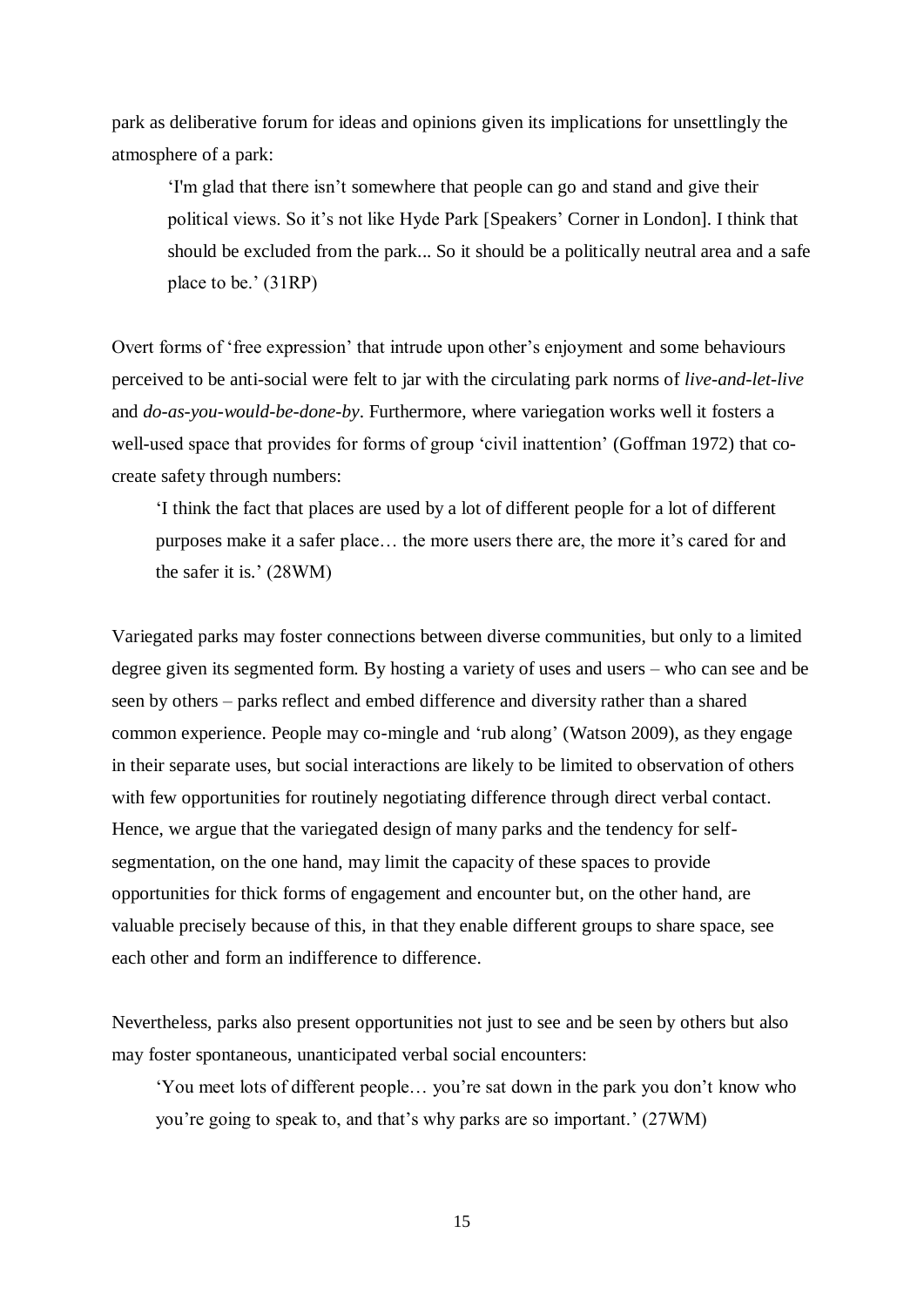park as deliberative forum for ideas and opinions given its implications for unsettlingly the atmosphere of a park:

> 'I'm glad that there isn't somewhere that people can go and stand and give their political views. So it's not like Hyde Park [Speakers' Corner in London]. I think that should be excluded from the park... So it should be a politically neutral area and a safe place to be.' (31RP)

Overt forms of 'free expression' that intrude upon other's enjoyment and some behaviours perceived to be anti-social were felt to jar with the circulating park norms of *live-and-let-live* and *do-as-you-would-be-done-by*. Furthermore, where variegation works well it fosters a well-used space that provides for forms of group 'civil inattention' (Goffman 1972) that co-create safety through numbers:

> 'I think the fact that places are used by a lot of different people for a lot of different purposes make it a safer place… the more users there are, the more it's cared for and the safer it is.' (28WM)

Variegated parks may foster connections between diverse communities, but only to a limited degree given its segmented form. By hosting a variety of uses and users – who can see and be seen by others – parks reflect and embed difference and diversity rather than a shared common experience. People may co-mingle and 'rub along' (Watson 2009), as they engage in their separate uses, but social interactions are likely to be limited to observation of others with few opportunities for routinely negotiating difference through direct verbal contact. Hence, we argue that the variegated design of many parks and the tendency for self-segmentation, on the one hand, may limit the capacity of these spaces to provide opportunities for thick forms of engagement and encounter but, on the other hand, are valuable precisely because of this, in that they enable different groups to share space, see each other and form an indifference to difference.

Nevertheless, parks also present opportunities not just to see and be seen by others but also may foster spontaneous, unanticipated verbal social encounters:

> 'You meet lots of different people… you're sat down in the park you don't know who you're going to speak to, and that's why parks are so important.' (27WM)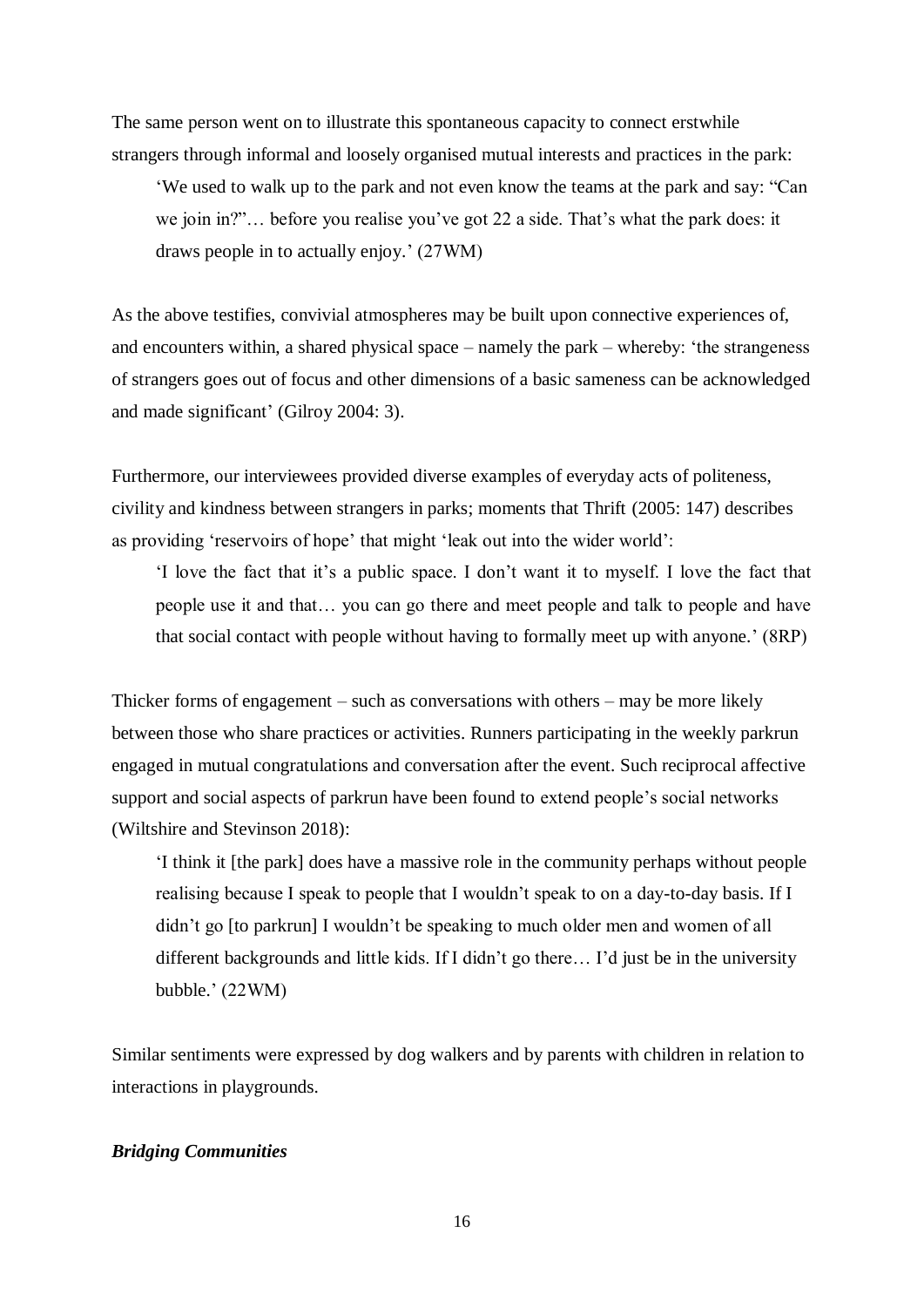The same person went on to illustrate this spontaneous capacity to connect erstwhile strangers through informal and loosely organised mutual interests and practices in the park:

> 'We used to walk up to the park and not even know the teams at the park and say: "Can we join in?"… before you realise you've got 22 a side. That's what the park does: it draws people in to actually enjoy.' (27WM)

As the above testifies, convivial atmospheres may be built upon connective experiences of, and encounters within, a shared physical space – namely the park – whereby: 'the strangeness of strangers goes out of focus and other dimensions of a basic sameness can be acknowledged and made significant' (Gilroy 2004: 3).

Furthermore, our interviewees provided diverse examples of everyday acts of politeness, civility and kindness between strangers in parks; moments that Thrift (2005: 147) describes as providing 'reservoirs of hope' that might 'leak out into the wider world':

> 'I love the fact that it's a public space. I don't want it to myself. I love the fact that people use it and that… you can go there and meet people and talk to people and have that social contact with people without having to formally meet up with anyone.' (8RP)

Thicker forms of engagement – such as conversations with others – may be more likely between those who share practices or activities. Runners participating in the weekly parkrun engaged in mutual congratulations and conversation after the event. Such reciprocal affective support and social aspects of parkrun have been found to extend people's social networks (Wiltshire and Stevinson 2018):

> 'I think it [the park] does have a massive role in the community perhaps without people realising because I speak to people that I wouldn't speak to on a day-to-day basis. If I didn't go [to parkrun] I wouldn't be speaking to much older men and women of all different backgrounds and little kids. If I didn't go there… I'd just be in the university bubble.' (22WM)

Similar sentiments were expressed by dog walkers and by parents with children in relation to interactions in playgrounds.

### *Bridging Communities*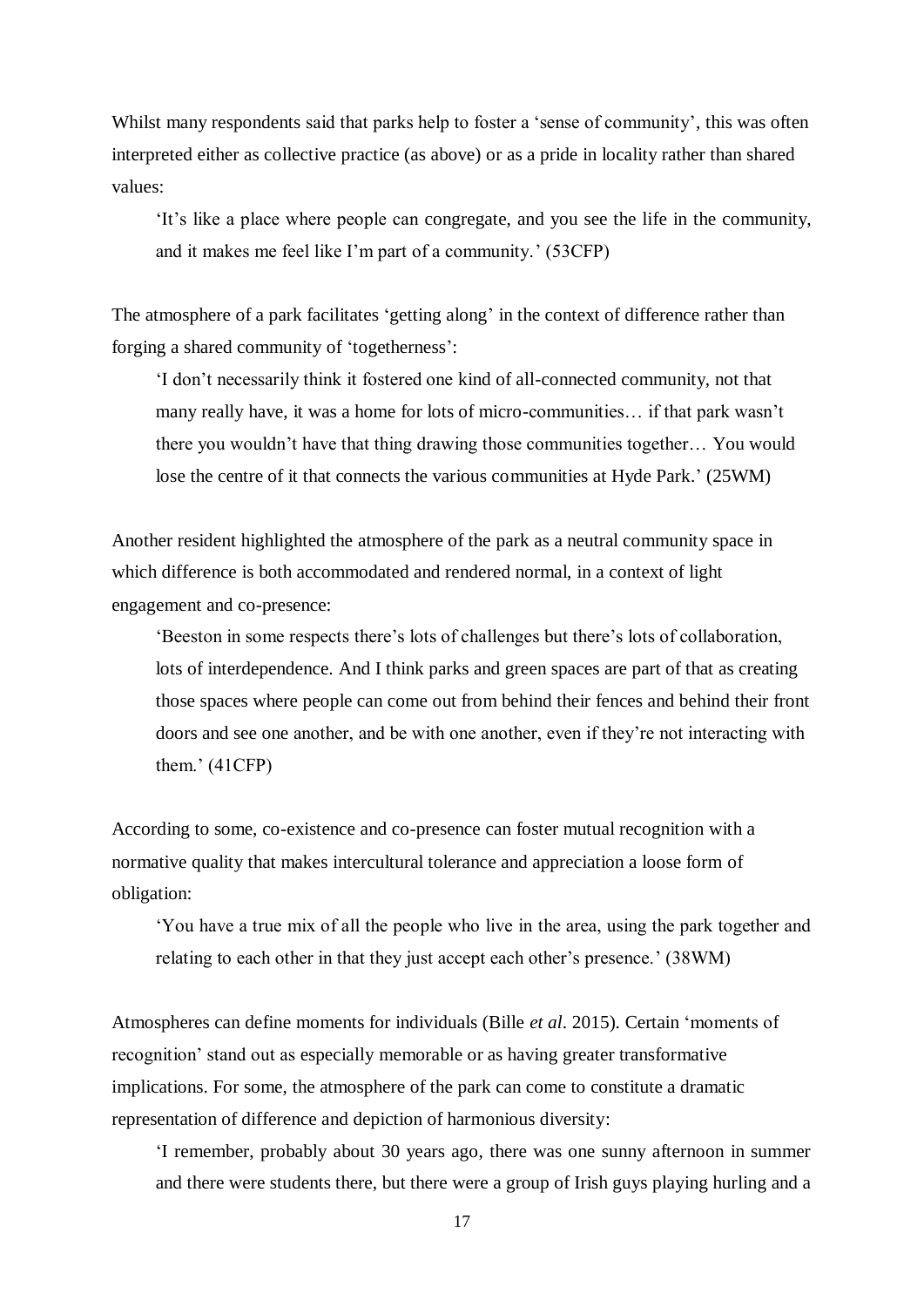Whilst many respondents said that parks help to foster a 'sense of community', this was often interpreted either as collective practice (as above) or as a pride in locality rather than shared values:

> 'It's like a place where people can congregate, and you see the life in the community, and it makes me feel like I'm part of a community.' (53CFP)

The atmosphere of a park facilitates 'getting along' in the context of difference rather than forging a shared community of 'togetherness':

> 'I don't necessarily think it fostered one kind of all-connected community, not that many really have, it was a home for lots of micro-communities… if that park wasn't there you wouldn't have that thing drawing those communities together… You would lose the centre of it that connects the various communities at Hyde Park.' (25WM)

Another resident highlighted the atmosphere of the park as a neutral community space in which difference is both accommodated and rendered normal, in a context of light engagement and co-presence:

> 'Beeston in some respects there's lots of challenges but there's lots of collaboration, lots of interdependence. And I think parks and green spaces are part of that as creating those spaces where people can come out from behind their fences and behind their front doors and see one another, and be with one another, even if they're not interacting with them.' (41CFP)

According to some, co-existence and co-presence can foster mutual recognition with a normative quality that makes intercultural tolerance and appreciation a loose form of obligation:

> 'You have a true mix of all the people who live in the area, using the park together and relating to each other in that they just accept each other's presence.' (38WM)

Atmospheres can define moments for individuals (Bille *et al*. 2015). Certain 'moments of recognition' stand out as especially memorable or as having greater transformative implications. For some, the atmosphere of the park can come to constitute a dramatic representation of difference and depiction of harmonious diversity:

> 'I remember, probably about 30 years ago, there was one sunny afternoon in summer and there were students there, but there were a group of Irish guys playing hurling and a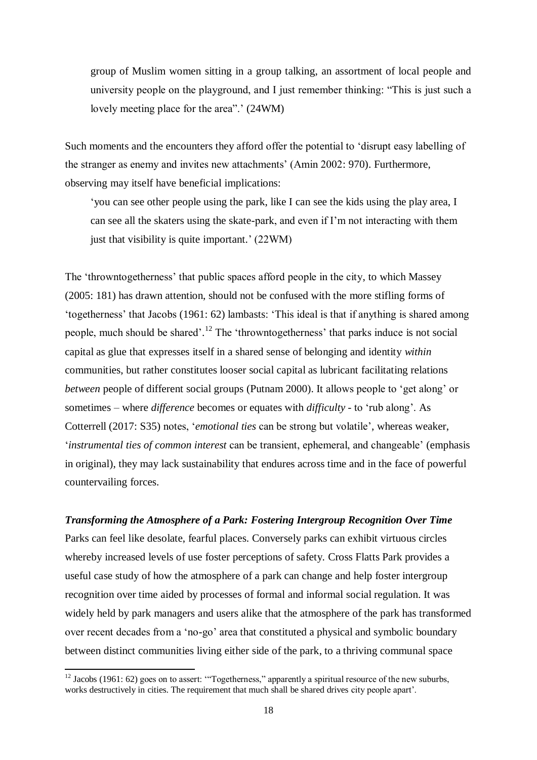group of Muslim women sitting in a group talking, an assortment of local people and university people on the playground, and I just remember thinking: "This is just such a lovely meeting place for the area".' (24WM)

Such moments and the encounters they afford offer the potential to 'disrupt easy labelling of the stranger as enemy and invites new attachments' (Amin 2002: 970). Furthermore, observing may itself have beneficial implications:

> 'you can see other people using the park, like I can see the kids using the play area, I can see all the skaters using the skate-park, and even if I'm not interacting with them just that visibility is quite important.' (22WM)

The 'throwntogetherness' that public spaces afford people in the city, to which Massey (2005: 181) has drawn attention, should not be confused with the more stifling forms of 'togetherness' that Jacobs (1961: 62) lambasts: 'This ideal is that if anything is shared among people, much should be shared'.[12] The 'throwntogetherness' that parks induce is not social capital as glue that expresses itself in a shared sense of belonging and identity *within* communities, but rather constitutes looser social capital as lubricant facilitating relations *between* people of different social groups (Putnam 2000). It allows people to 'get along' or sometimes – where *difference* becomes or equates with *difficulty* - to 'rub along'. As Cotterrell (2017: S35) notes, '*emotional ties* can be strong but volatile', whereas weaker, '*instrumental ties of common interest* can be transient, ephemeral, and changeable' (emphasis in original), they may lack sustainability that endures across time and in the face of powerful countervailing forces.

***Transforming the Atmosphere of a Park: Fostering Intergroup Recognition Over Time***

Parks can feel like desolate, fearful places. Conversely parks can exhibit virtuous circles whereby increased levels of use foster perceptions of safety. Cross Flatts Park provides a useful case study of how the atmosphere of a park can change and help foster intergroup recognition over time aided by processes of formal and informal social regulation. It was widely held by park managers and users alike that the atmosphere of the park has transformed over recent decades from a 'no-go' area that constituted a physical and symbolic boundary between distinct communities living either side of the park, to a thriving communal space

[12] Jacobs (1961: 62) goes on to assert: '"Togetherness," apparently a spiritual resource of the new suburbs, works destructively in cities. The requirement that much shall be shared drives city people apart'.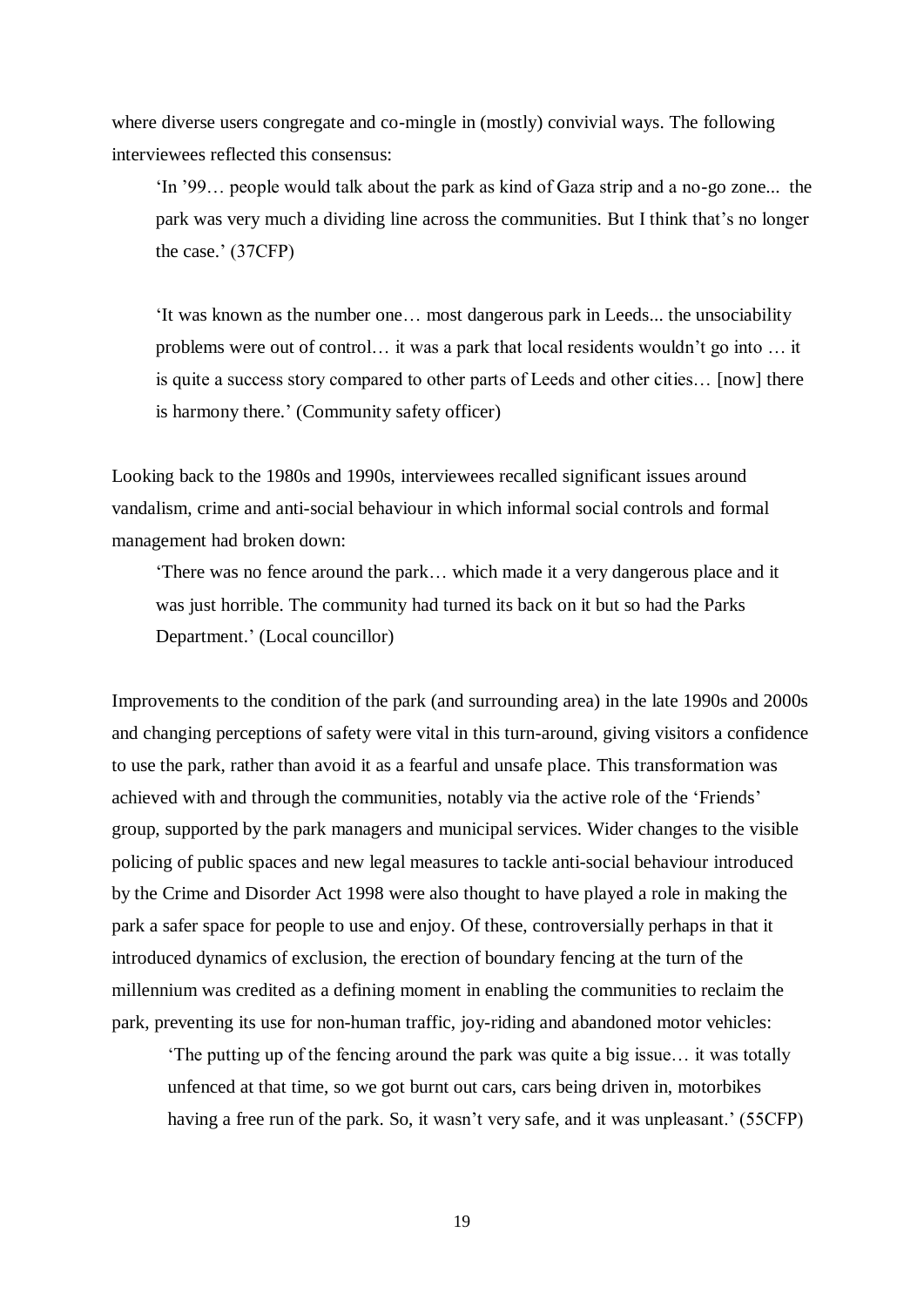where diverse users congregate and co-mingle in (mostly) convivial ways. The following interviewees reflected this consensus:

> 'In '99… people would talk about the park as kind of Gaza strip and a no-go zone... the park was very much a dividing line across the communities. But I think that's no longer the case.' (37CFP)

> 'It was known as the number one… most dangerous park in Leeds... the unsociability problems were out of control… it was a park that local residents wouldn't go into … it is quite a success story compared to other parts of Leeds and other cities… [now] there is harmony there.' (Community safety officer)

Looking back to the 1980s and 1990s, interviewees recalled significant issues around vandalism, crime and anti-social behaviour in which informal social controls and formal management had broken down:

> 'There was no fence around the park… which made it a very dangerous place and it was just horrible. The community had turned its back on it but so had the Parks Department.' (Local councillor)

Improvements to the condition of the park (and surrounding area) in the late 1990s and 2000s and changing perceptions of safety were vital in this turn-around, giving visitors a confidence to use the park, rather than avoid it as a fearful and unsafe place. This transformation was achieved with and through the communities, notably via the active role of the 'Friends' group, supported by the park managers and municipal services. Wider changes to the visible policing of public spaces and new legal measures to tackle anti-social behaviour introduced by the Crime and Disorder Act 1998 were also thought to have played a role in making the park a safer space for people to use and enjoy. Of these, controversially perhaps in that it introduced dynamics of exclusion, the erection of boundary fencing at the turn of the millennium was credited as a defining moment in enabling the communities to reclaim the park, preventing its use for non-human traffic, joy-riding and abandoned motor vehicles:

> 'The putting up of the fencing around the park was quite a big issue… it was totally unfenced at that time, so we got burnt out cars, cars being driven in, motorbikes having a free run of the park. So, it wasn't very safe, and it was unpleasant.' (55CFP)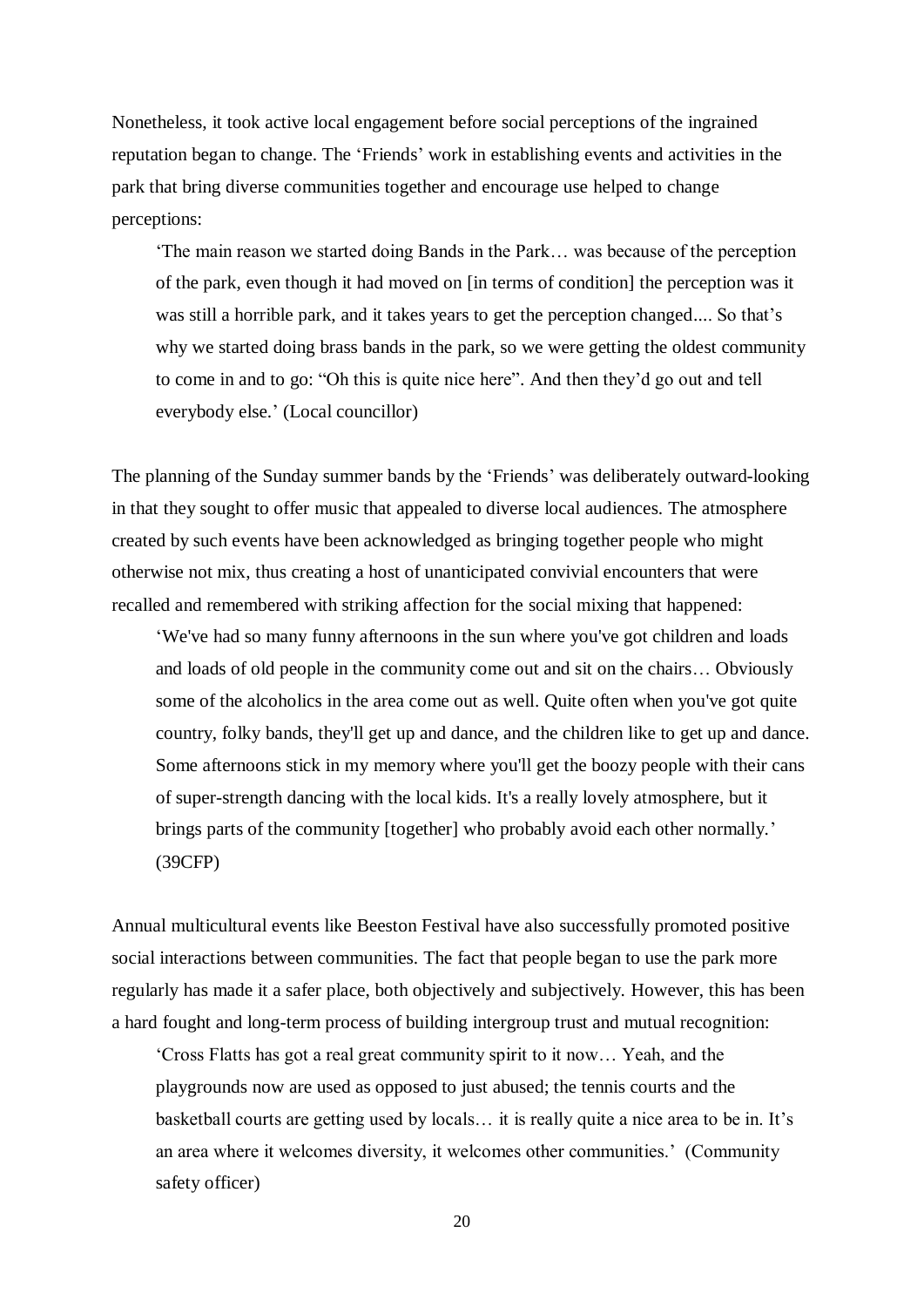Nonetheless, it took active local engagement before social perceptions of the ingrained reputation began to change. The 'Friends' work in establishing events and activities in the park that bring diverse communities together and encourage use helped to change perceptions:

> 'The main reason we started doing Bands in the Park… was because of the perception of the park, even though it had moved on [in terms of condition] the perception was it was still a horrible park, and it takes years to get the perception changed.... So that's why we started doing brass bands in the park, so we were getting the oldest community to come in and to go: "Oh this is quite nice here". And then they'd go out and tell everybody else.' (Local councillor)

The planning of the Sunday summer bands by the 'Friends' was deliberately outward-looking in that they sought to offer music that appealed to diverse local audiences. The atmosphere created by such events have been acknowledged as bringing together people who might otherwise not mix, thus creating a host of unanticipated convivial encounters that were recalled and remembered with striking affection for the social mixing that happened:

> 'We've had so many funny afternoons in the sun where you've got children and loads and loads of old people in the community come out and sit on the chairs… Obviously some of the alcoholics in the area come out as well. Quite often when you've got quite country, folky bands, they'll get up and dance, and the children like to get up and dance. Some afternoons stick in my memory where you'll get the boozy people with their cans of super-strength dancing with the local kids. It's a really lovely atmosphere, but it brings parts of the community [together] who probably avoid each other normally.' (39CFP)

Annual multicultural events like Beeston Festival have also successfully promoted positive social interactions between communities. The fact that people began to use the park more regularly has made it a safer place, both objectively and subjectively. However, this has been a hard fought and long-term process of building intergroup trust and mutual recognition:

> 'Cross Flatts has got a real great community spirit to it now… Yeah, and the playgrounds now are used as opposed to just abused; the tennis courts and the basketball courts are getting used by locals… it is really quite a nice area to be in. It's an area where it welcomes diversity, it welcomes other communities.' (Community safety officer)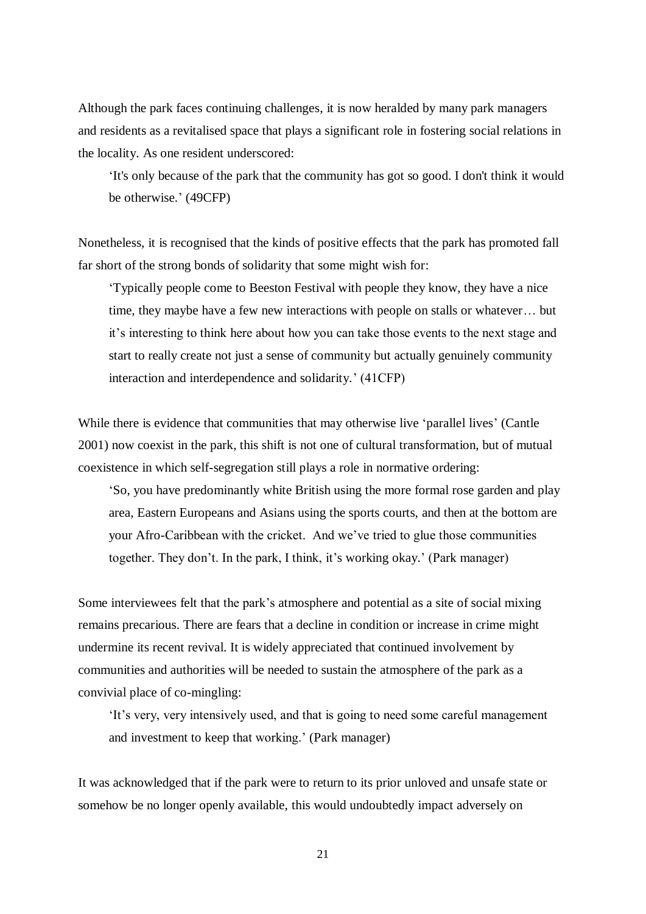Although the park faces continuing challenges, it is now heralded by many park managers and residents as a revitalised space that plays a significant role in fostering social relations in the locality. As one resident underscored:

> 'It's only because of the park that the community has got so good. I don't think it would be otherwise.' (49CFP)

Nonetheless, it is recognised that the kinds of positive effects that the park has promoted fall far short of the strong bonds of solidarity that some might wish for:

> 'Typically people come to Beeston Festival with people they know, they have a nice time, they maybe have a few new interactions with people on stalls or whatever… but it's interesting to think here about how you can take those events to the next stage and start to really create not just a sense of community but actually genuinely community interaction and interdependence and solidarity.' (41CFP)

While there is evidence that communities that may otherwise live 'parallel lives' (Cantle 2001) now coexist in the park, this shift is not one of cultural transformation, but of mutual coexistence in which self-segregation still plays a role in normative ordering:

> 'So, you have predominantly white British using the more formal rose garden and play area, Eastern Europeans and Asians using the sports courts, and then at the bottom are your Afro-Caribbean with the cricket. And we've tried to glue those communities together. They don't. In the park, I think, it's working okay.' (Park manager)

Some interviewees felt that the park's atmosphere and potential as a site of social mixing remains precarious. There are fears that a decline in condition or increase in crime might undermine its recent revival. It is widely appreciated that continued involvement by communities and authorities will be needed to sustain the atmosphere of the park as a convivial place of co-mingling:

> 'It's very, very intensively used, and that is going to need some careful management and investment to keep that working.' (Park manager)

It was acknowledged that if the park were to return to its prior unloved and unsafe state or somehow be no longer openly available, this would undoubtedly impact adversely on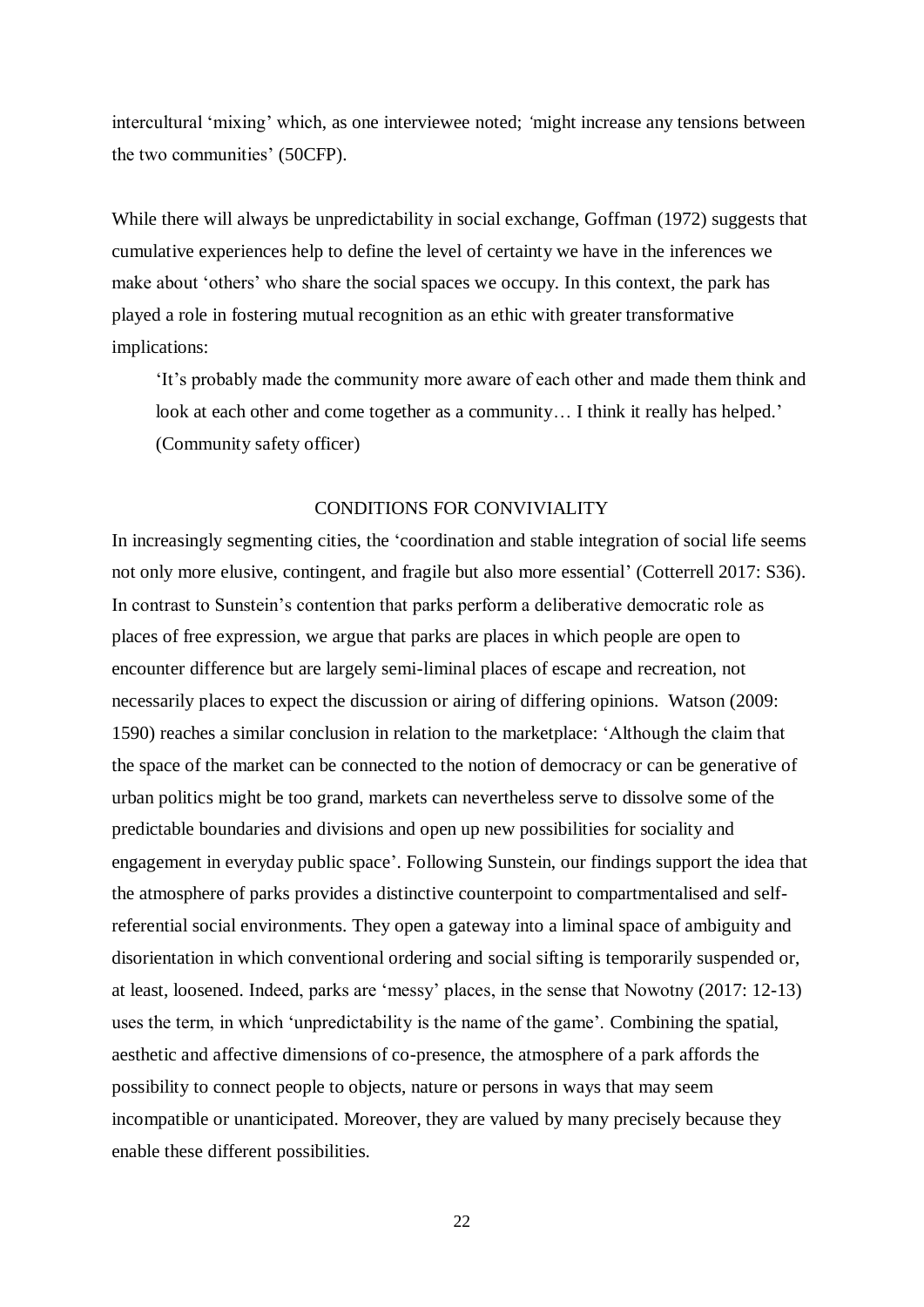intercultural 'mixing' which, as one interviewee noted; 'might increase any tensions between the two communities' (50CFP).

While there will always be unpredictability in social exchange, Goffman (1972) suggests that cumulative experiences help to define the level of certainty we have in the inferences we make about 'others' who share the social spaces we occupy. In this context, the park has played a role in fostering mutual recognition as an ethic with greater transformative implications:

> 'It's probably made the community more aware of each other and made them think and look at each other and come together as a community… I think it really has helped.' (Community safety officer)

## CONDITIONS FOR CONVIVIALITY

In increasingly segmenting cities, the 'coordination and stable integration of social life seems not only more elusive, contingent, and fragile but also more essential' (Cotterrell 2017: S36). In contrast to Sunstein's contention that parks perform a deliberative democratic role as places of free expression, we argue that parks are places in which people are open to encounter difference but are largely semi-liminal places of escape and recreation, not necessarily places to expect the discussion or airing of differing opinions. Watson (2009: 1590) reaches a similar conclusion in relation to the marketplace: 'Although the claim that the space of the market can be connected to the notion of democracy or can be generative of urban politics might be too grand, markets can nevertheless serve to dissolve some of the predictable boundaries and divisions and open up new possibilities for sociality and engagement in everyday public space'. Following Sunstein, our findings support the idea that the atmosphere of parks provides a distinctive counterpoint to compartmentalised and self-referential social environments. They open a gateway into a liminal space of ambiguity and disorientation in which conventional ordering and social sifting is temporarily suspended or, at least, loosened. Indeed, parks are 'messy' places, in the sense that Nowotny (2017: 12-13) uses the term, in which 'unpredictability is the name of the game'. Combining the spatial, aesthetic and affective dimensions of co-presence, the atmosphere of a park affords the possibility to connect people to objects, nature or persons in ways that may seem incompatible or unanticipated. Moreover, they are valued by many precisely because they enable these different possibilities.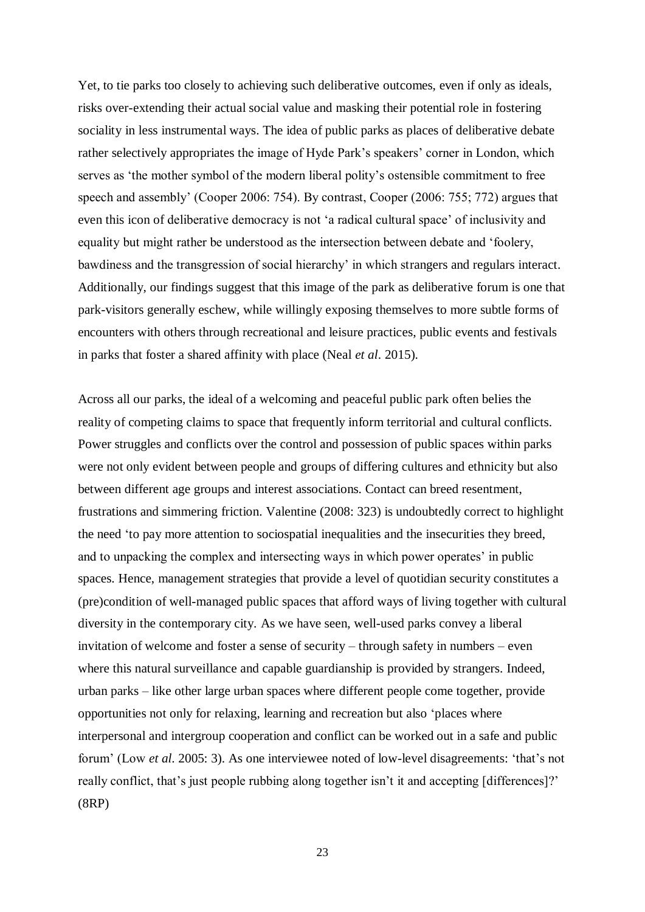Yet, to tie parks too closely to achieving such deliberative outcomes, even if only as ideals, risks over-extending their actual social value and masking their potential role in fostering sociality in less instrumental ways. The idea of public parks as places of deliberative debate rather selectively appropriates the image of Hyde Park's speakers' corner in London, which serves as 'the mother symbol of the modern liberal polity's ostensible commitment to free speech and assembly' (Cooper 2006: 754). By contrast, Cooper (2006: 755; 772) argues that even this icon of deliberative democracy is not 'a radical cultural space' of inclusivity and equality but might rather be understood as the intersection between debate and 'foolery, bawdiness and the transgression of social hierarchy' in which strangers and regulars interact. Additionally, our findings suggest that this image of the park as deliberative forum is one that park-visitors generally eschew, while willingly exposing themselves to more subtle forms of encounters with others through recreational and leisure practices, public events and festivals in parks that foster a shared affinity with place (Neal *et al*. 2015).

Across all our parks, the ideal of a welcoming and peaceful public park often belies the reality of competing claims to space that frequently inform territorial and cultural conflicts. Power struggles and conflicts over the control and possession of public spaces within parks were not only evident between people and groups of differing cultures and ethnicity but also between different age groups and interest associations. Contact can breed resentment, frustrations and simmering friction. Valentine (2008: 323) is undoubtedly correct to highlight the need 'to pay more attention to sociospatial inequalities and the insecurities they breed, and to unpacking the complex and intersecting ways in which power operates' in public spaces. Hence, management strategies that provide a level of quotidian security constitutes a (pre)condition of well-managed public spaces that afford ways of living together with cultural diversity in the contemporary city. As we have seen, well-used parks convey a liberal invitation of welcome and foster a sense of security – through safety in numbers – even where this natural surveillance and capable guardianship is provided by strangers. Indeed, urban parks – like other large urban spaces where different people come together, provide opportunities not only for relaxing, learning and recreation but also 'places where interpersonal and intergroup cooperation and conflict can be worked out in a safe and public forum' (Low *et al*. 2005: 3). As one interviewee noted of low-level disagreements: 'that's not really conflict, that's just people rubbing along together isn't it and accepting [differences]?' (8RP)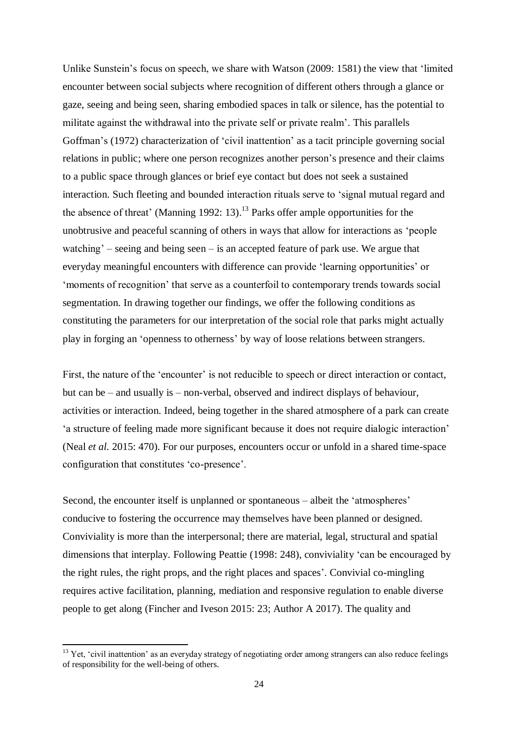Unlike Sunstein's focus on speech, we share with Watson (2009: 1581) the view that 'limited encounter between social subjects where recognition of different others through a glance or gaze, seeing and being seen, sharing embodied spaces in talk or silence, has the potential to militate against the withdrawal into the private self or private realm'. This parallels Goffman's (1972) characterization of 'civil inattention' as a tacit principle governing social relations in public; where one person recognizes another person's presence and their claims to a public space through glances or brief eye contact but does not seek a sustained interaction. Such fleeting and bounded interaction rituals serve to 'signal mutual regard and the absence of threat' (Manning 1992: 13).[13] Parks offer ample opportunities for the unobtrusive and peaceful scanning of others in ways that allow for interactions as 'people watching' – seeing and being seen – is an accepted feature of park use. We argue that everyday meaningful encounters with difference can provide 'learning opportunities' or 'moments of recognition' that serve as a counterfoil to contemporary trends towards social segmentation. In drawing together our findings, we offer the following conditions as constituting the parameters for our interpretation of the social role that parks might actually play in forging an 'openness to otherness' by way of loose relations between strangers.

First, the nature of the 'encounter' is not reducible to speech or direct interaction or contact, but can be – and usually is – non-verbal, observed and indirect displays of behaviour, activities or interaction. Indeed, being together in the shared atmosphere of a park can create 'a structure of feeling made more significant because it does not require dialogic interaction' (Neal *et al.* 2015: 470). For our purposes, encounters occur or unfold in a shared time-space configuration that constitutes 'co-presence'.

Second, the encounter itself is unplanned or spontaneous – albeit the 'atmospheres' conducive to fostering the occurrence may themselves have been planned or designed. Conviviality is more than the interpersonal; there are material, legal, structural and spatial dimensions that interplay. Following Peattie (1998: 248), conviviality 'can be encouraged by the right rules, the right props, and the right places and spaces'. Convivial co-mingling requires active facilitation, planning, mediation and responsive regulation to enable diverse people to get along (Fincher and Iveson 2015: 23; Author A 2017). The quality and

[13] Yet, 'civil inattention' as an everyday strategy of negotiating order among strangers can also reduce feelings of responsibility for the well-being of others.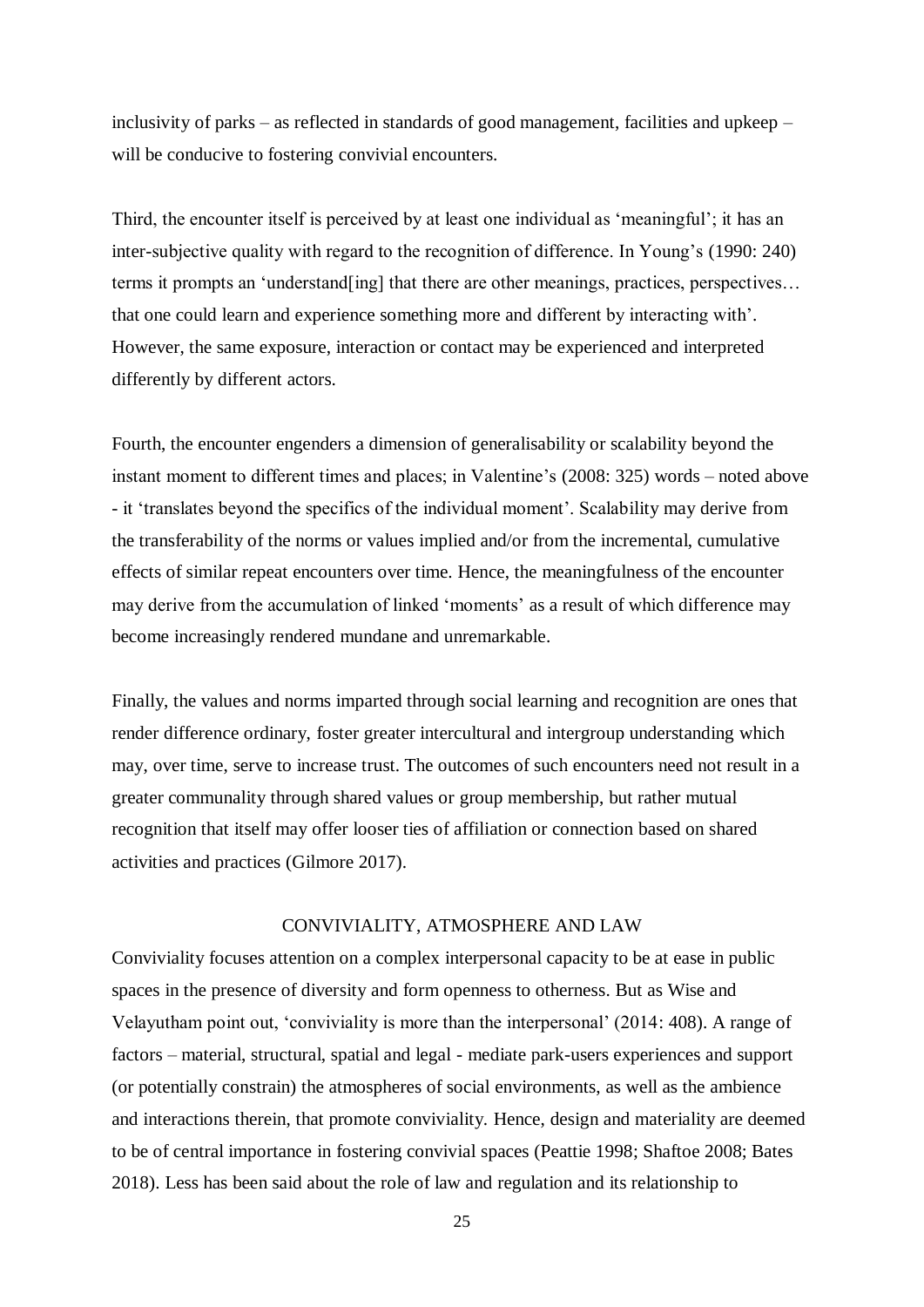inclusivity of parks – as reflected in standards of good management, facilities and upkeep – will be conducive to fostering convivial encounters.

Third, the encounter itself is perceived by at least one individual as 'meaningful'; it has an inter-subjective quality with regard to the recognition of difference. In Young's (1990: 240) terms it prompts an 'understand[ing] that there are other meanings, practices, perspectives… that one could learn and experience something more and different by interacting with'. However, the same exposure, interaction or contact may be experienced and interpreted differently by different actors.

Fourth, the encounter engenders a dimension of generalisability or scalability beyond the instant moment to different times and places; in Valentine's (2008: 325) words – noted above - it 'translates beyond the specifics of the individual moment'. Scalability may derive from the transferability of the norms or values implied and/or from the incremental, cumulative effects of similar repeat encounters over time. Hence, the meaningfulness of the encounter may derive from the accumulation of linked 'moments' as a result of which difference may become increasingly rendered mundane and unremarkable.

Finally, the values and norms imparted through social learning and recognition are ones that render difference ordinary, foster greater intercultural and intergroup understanding which may, over time, serve to increase trust. The outcomes of such encounters need not result in a greater communality through shared values or group membership, but rather mutual recognition that itself may offer looser ties of affiliation or connection based on shared activities and practices (Gilmore 2017).

## CONVIVIALITY, ATMOSPHERE AND LAW

Conviviality focuses attention on a complex interpersonal capacity to be at ease in public spaces in the presence of diversity and form openness to otherness. But as Wise and Velayutham point out, 'conviviality is more than the interpersonal' (2014: 408). A range of factors – material, structural, spatial and legal - mediate park-users experiences and support (or potentially constrain) the atmospheres of social environments, as well as the ambience and interactions therein, that promote conviviality. Hence, design and materiality are deemed to be of central importance in fostering convivial spaces (Peattie 1998; Shaftoe 2008; Bates 2018). Less has been said about the role of law and regulation and its relationship to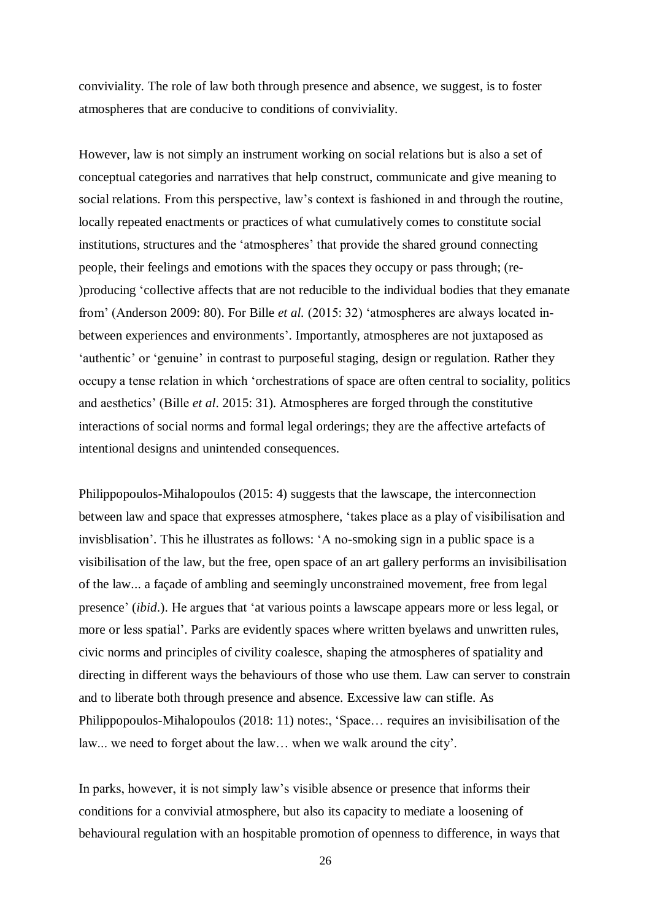conviviality. The role of law both through presence and absence, we suggest, is to foster atmospheres that are conducive to conditions of conviviality.

However, law is not simply an instrument working on social relations but is also a set of conceptual categories and narratives that help construct, communicate and give meaning to social relations. From this perspective, law's context is fashioned in and through the routine, locally repeated enactments or practices of what cumulatively comes to constitute social institutions, structures and the 'atmospheres' that provide the shared ground connecting people, their feelings and emotions with the spaces they occupy or pass through; (re-)producing 'collective affects that are not reducible to the individual bodies that they emanate from' (Anderson 2009: 80). For Bille *et al.* (2015: 32) 'atmospheres are always located in-between experiences and environments'. Importantly, atmospheres are not juxtaposed as 'authentic' or 'genuine' in contrast to purposeful staging, design or regulation. Rather they occupy a tense relation in which 'orchestrations of space are often central to sociality, politics and aesthetics' (Bille *et al*. 2015: 31). Atmospheres are forged through the constitutive interactions of social norms and formal legal orderings; they are the affective artefacts of intentional designs and unintended consequences.

Philippopoulos-Mihalopoulos (2015: 4) suggests that the lawscape, the interconnection between law and space that expresses atmosphere, 'takes place as a play of visibilisation and invisblisation'. This he illustrates as follows: 'A no-smoking sign in a public space is a visibilisation of the law, but the free, open space of an art gallery performs an invisibilisation of the law... a façade of ambling and seemingly unconstrained movement, free from legal presence' (*ibid*.). He argues that 'at various points a lawscape appears more or less legal, or more or less spatial'. Parks are evidently spaces where written byelaws and unwritten rules, civic norms and principles of civility coalesce, shaping the atmospheres of spatiality and directing in different ways the behaviours of those who use them. Law can server to constrain and to liberate both through presence and absence. Excessive law can stifle. As Philippopoulos-Mihalopoulos (2018: 11) notes:, 'Space… requires an invisibilisation of the law... we need to forget about the law… when we walk around the city'.

In parks, however, it is not simply law's visible absence or presence that informs their conditions for a convivial atmosphere, but also its capacity to mediate a loosening of behavioural regulation with an hospitable promotion of openness to difference, in ways that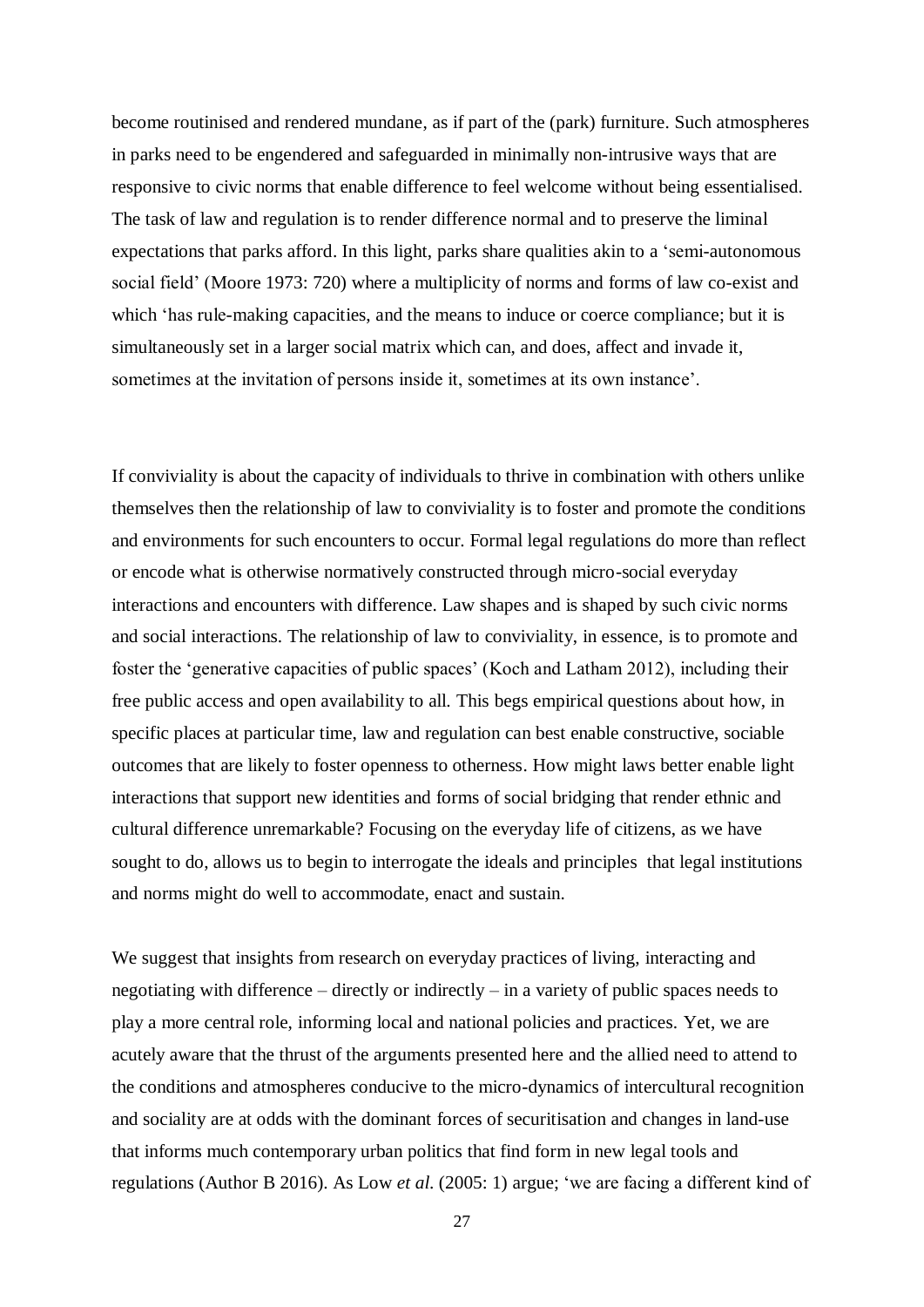become routinised and rendered mundane, as if part of the (park) furniture. Such atmospheres in parks need to be engendered and safeguarded in minimally non-intrusive ways that are responsive to civic norms that enable difference to feel welcome without being essentialised. The task of law and regulation is to render difference normal and to preserve the liminal expectations that parks afford. In this light, parks share qualities akin to a 'semi-autonomous social field' (Moore 1973: 720) where a multiplicity of norms and forms of law co-exist and which 'has rule-making capacities, and the means to induce or coerce compliance; but it is simultaneously set in a larger social matrix which can, and does, affect and invade it, sometimes at the invitation of persons inside it, sometimes at its own instance'.

If conviviality is about the capacity of individuals to thrive in combination with others unlike themselves then the relationship of law to conviviality is to foster and promote the conditions and environments for such encounters to occur. Formal legal regulations do more than reflect or encode what is otherwise normatively constructed through micro-social everyday interactions and encounters with difference. Law shapes and is shaped by such civic norms and social interactions. The relationship of law to conviviality, in essence, is to promote and foster the 'generative capacities of public spaces' (Koch and Latham 2012), including their free public access and open availability to all. This begs empirical questions about how, in specific places at particular time, law and regulation can best enable constructive, sociable outcomes that are likely to foster openness to otherness. How might laws better enable light interactions that support new identities and forms of social bridging that render ethnic and cultural difference unremarkable? Focusing on the everyday life of citizens, as we have sought to do, allows us to begin to interrogate the ideals and principles that legal institutions and norms might do well to accommodate, enact and sustain.

We suggest that insights from research on everyday practices of living, interacting and negotiating with difference – directly or indirectly – in a variety of public spaces needs to play a more central role, informing local and national policies and practices. Yet, we are acutely aware that the thrust of the arguments presented here and the allied need to attend to the conditions and atmospheres conducive to the micro-dynamics of intercultural recognition and sociality are at odds with the dominant forces of securitisation and changes in land-use that informs much contemporary urban politics that find form in new legal tools and regulations (Author B 2016). As Low *et al.* (2005: 1) argue; 'we are facing a different kind of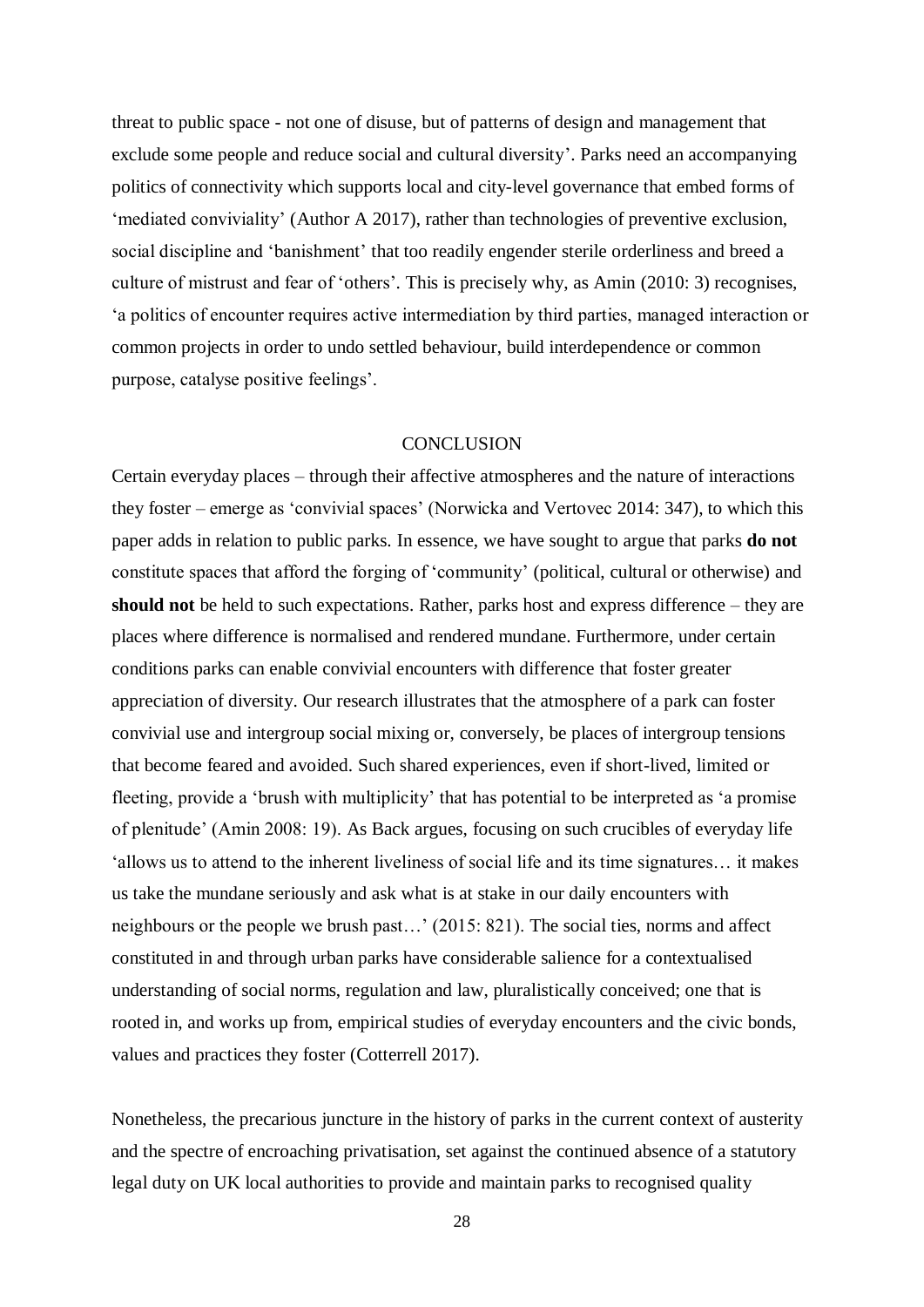threat to public space - not one of disuse, but of patterns of design and management that exclude some people and reduce social and cultural diversity'. Parks need an accompanying politics of connectivity which supports local and city-level governance that embed forms of 'mediated conviviality' (Author A 2017), rather than technologies of preventive exclusion, social discipline and 'banishment' that too readily engender sterile orderliness and breed a culture of mistrust and fear of 'others'. This is precisely why, as Amin (2010: 3) recognises, 'a politics of encounter requires active intermediation by third parties, managed interaction or common projects in order to undo settled behaviour, build interdependence or common purpose, catalyse positive feelings'.

## CONCLUSION

Certain everyday places – through their affective atmospheres and the nature of interactions they foster – emerge as 'convivial spaces' (Norwicka and Vertovec 2014: 347), to which this paper adds in relation to public parks. In essence, we have sought to argue that parks **do not** constitute spaces that afford the forging of 'community' (political, cultural or otherwise) and **should not** be held to such expectations. Rather, parks host and express difference – they are places where difference is normalised and rendered mundane. Furthermore, under certain conditions parks can enable convivial encounters with difference that foster greater appreciation of diversity. Our research illustrates that the atmosphere of a park can foster convivial use and intergroup social mixing or, conversely, be places of intergroup tensions that become feared and avoided. Such shared experiences, even if short-lived, limited or fleeting, provide a 'brush with multiplicity' that has potential to be interpreted as 'a promise of plenitude' (Amin 2008: 19). As Back argues, focusing on such crucibles of everyday life 'allows us to attend to the inherent liveliness of social life and its time signatures… it makes us take the mundane seriously and ask what is at stake in our daily encounters with neighbours or the people we brush past…' (2015: 821). The social ties, norms and affect constituted in and through urban parks have considerable salience for a contextualised understanding of social norms, regulation and law, pluralistically conceived; one that is rooted in, and works up from, empirical studies of everyday encounters and the civic bonds, values and practices they foster (Cotterrell 2017).

Nonetheless, the precarious juncture in the history of parks in the current context of austerity and the spectre of encroaching privatisation, set against the continued absence of a statutory legal duty on UK local authorities to provide and maintain parks to recognised quality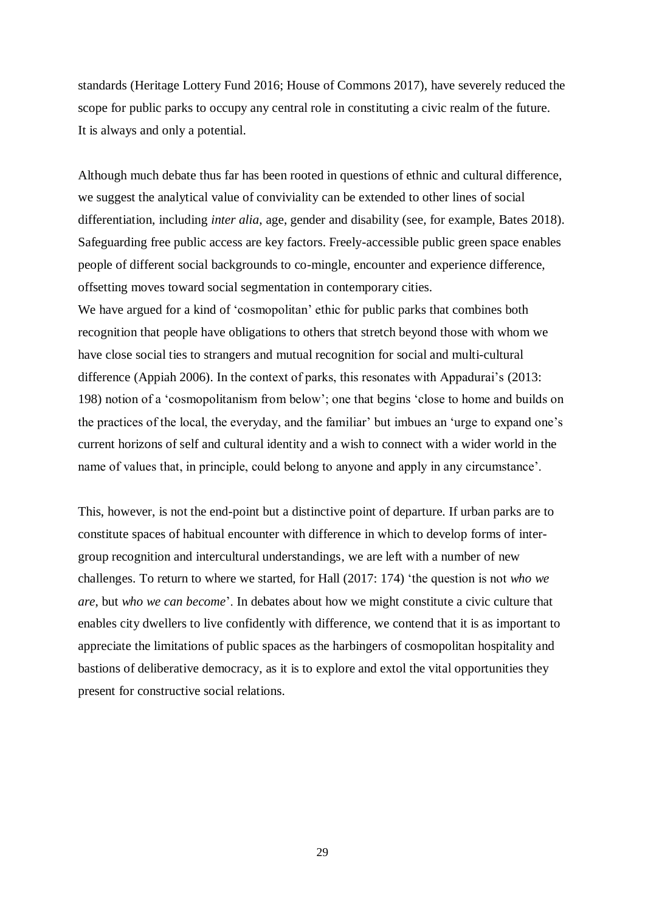standards (Heritage Lottery Fund 2016; House of Commons 2017), have severely reduced the scope for public parks to occupy any central role in constituting a civic realm of the future. It is always and only a potential.

Although much debate thus far has been rooted in questions of ethnic and cultural difference, we suggest the analytical value of conviviality can be extended to other lines of social differentiation, including *inter alia*, age, gender and disability (see, for example, Bates 2018). Safeguarding free public access are key factors. Freely-accessible public green space enables people of different social backgrounds to co-mingle, encounter and experience difference, offsetting moves toward social segmentation in contemporary cities.

We have argued for a kind of 'cosmopolitan' ethic for public parks that combines both recognition that people have obligations to others that stretch beyond those with whom we have close social ties to strangers and mutual recognition for social and multi-cultural difference (Appiah 2006). In the context of parks, this resonates with Appadurai's (2013: 198) notion of a 'cosmopolitanism from below'; one that begins 'close to home and builds on the practices of the local, the everyday, and the familiar' but imbues an 'urge to expand one's current horizons of self and cultural identity and a wish to connect with a wider world in the name of values that, in principle, could belong to anyone and apply in any circumstance'.

This, however, is not the end-point but a distinctive point of departure. If urban parks are to constitute spaces of habitual encounter with difference in which to develop forms of inter-group recognition and intercultural understandings, we are left with a number of new challenges. To return to where we started, for Hall (2017: 174) 'the question is not *who we are*, but *who we can become*'. In debates about how we might constitute a civic culture that enables city dwellers to live confidently with difference, we contend that it is as important to appreciate the limitations of public spaces as the harbingers of cosmopolitan hospitality and bastions of deliberative democracy, as it is to explore and extol the vital opportunities they present for constructive social relations.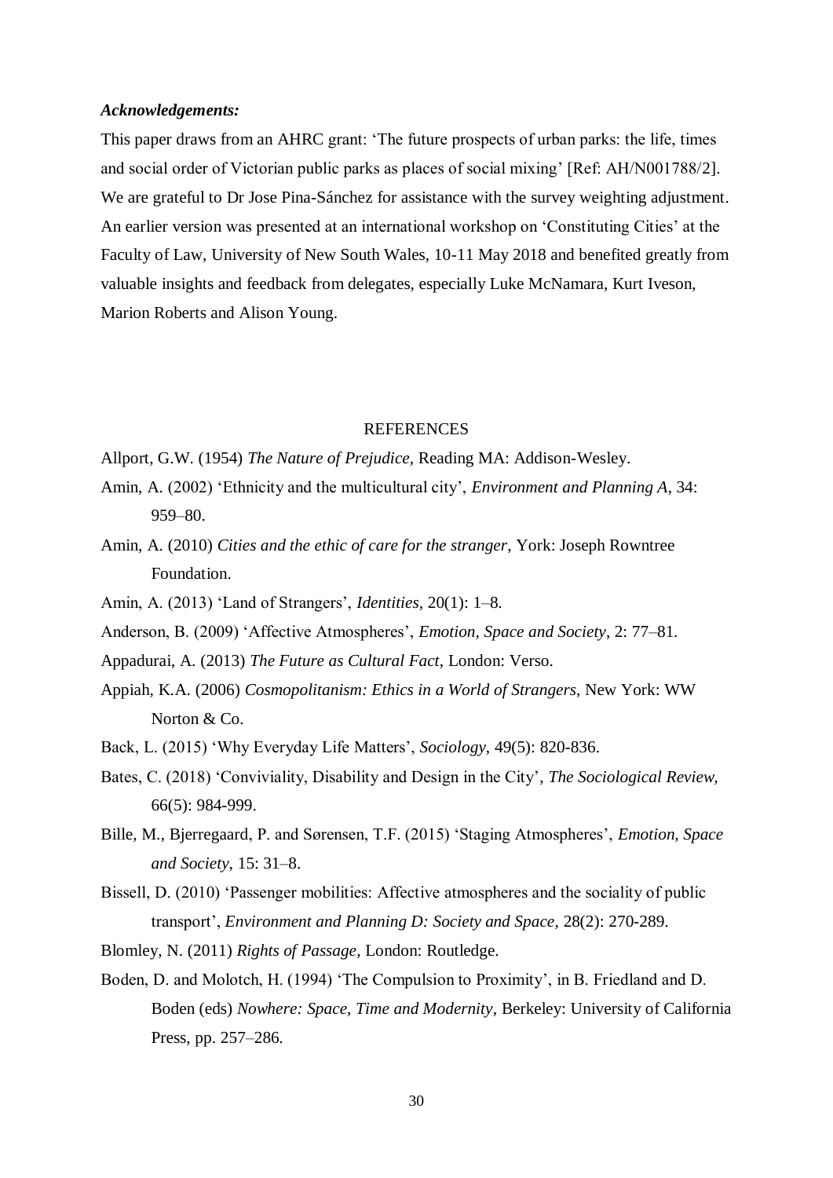***Acknowledgements:***

This paper draws from an AHRC grant: 'The future prospects of urban parks: the life, times and social order of Victorian public parks as places of social mixing' [Ref: AH/N001788/2]. We are grateful to Dr Jose Pina-Sánchez for assistance with the survey weighting adjustment. An earlier version was presented at an international workshop on 'Constituting Cities' at the Faculty of Law, University of New South Wales, 10-11 May 2018 and benefited greatly from valuable insights and feedback from delegates, especially Luke McNamara, Kurt Iveson, Marion Roberts and Alison Young.

## REFERENCES

Allport, G.W. (1954) *The Nature of Prejudice*, Reading MA: Addison-Wesley.

Amin, A. (2002) 'Ethnicity and the multicultural city', *Environment and Planning A*, 34: 959–80.

Amin, A. (2010) *Cities and the ethic of care for the stranger*, York: Joseph Rowntree Foundation.

Amin, A. (2013) 'Land of Strangers', *Identities*, 20(1): 1–8.

Anderson, B. (2009) 'Affective Atmospheres', *Emotion, Space and Society*, 2: 77–81.

Appadurai, A. (2013) *The Future as Cultural Fact*, London: Verso.

Appiah, K.A. (2006) *Cosmopolitanism: Ethics in a World of Strangers*, New York: WW Norton & Co.

Back, L. (2015) 'Why Everyday Life Matters', *Sociology*, 49(5): 820-836.

Bates, C. (2018) 'Conviviality, Disability and Design in the City', *The Sociological Review*, 66(5): 984-999.

Bille, M., Bjerregaard, P. and Sørensen, T.F. (2015) 'Staging Atmospheres', *Emotion, Space and Society*, 15: 31–8.

Bissell, D. (2010) 'Passenger mobilities: Affective atmospheres and the sociality of public transport', *Environment and Planning D: Society and Space*, 28(2): 270-289.

Blomley, N. (2011) *Rights of Passage*, London: Routledge.

Boden, D. and Molotch, H. (1994) 'The Compulsion to Proximity', in B. Friedland and D. Boden (eds) *Nowhere: Space, Time and Modernity*, Berkeley: University of California Press, pp. 257–286.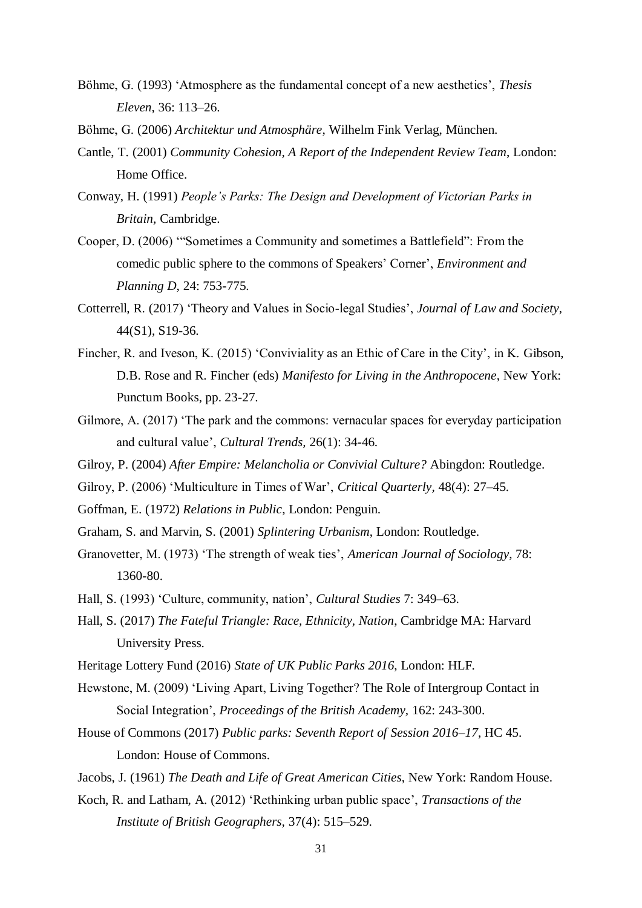Böhme, G. (1993) 'Atmosphere as the fundamental concept of a new aesthetics', *Thesis Eleven*, 36: 113–26.

Böhme, G. (2006) *Architektur und Atmosphäre*, Wilhelm Fink Verlag, München.

Cantle, T. (2001) *Community Cohesion, A Report of the Independent Review Team*, London: Home Office.

Conway, H. (1991) *People's Parks: The Design and Development of Victorian Parks in Britain,* Cambridge.

Cooper, D. (2006) '"Sometimes a Community and sometimes a Battlefield": From the comedic public sphere to the commons of Speakers' Corner', *Environment and Planning D*, 24: 753-775.

Cotterrell, R. (2017) 'Theory and Values in Socio-legal Studies', *Journal of Law and Society*, 44(S1), S19-36.

Fincher, R. and Iveson, K. (2015) 'Conviviality as an Ethic of Care in the City', in K. Gibson, D.B. Rose and R. Fincher (eds) *Manifesto for Living in the Anthropocene,* New York: Punctum Books, pp. 23-27.

Gilmore, A. (2017) 'The park and the commons: vernacular spaces for everyday participation and cultural value', *Cultural Trends,* 26(1): 34-46.

Gilroy, P. (2004) *After Empire: Melancholia or Convivial Culture?* Abingdon: Routledge.

Gilroy, P. (2006) 'Multiculture in Times of War', *Critical Quarterly*, 48(4): 27–45.

Goffman, E. (1972) *Relations in Public*, London: Penguin.

Graham, S. and Marvin, S. (2001) *Splintering Urbanism*, London: Routledge.

Granovetter, M. (1973) 'The strength of weak ties', *American Journal of Sociology*, 78: 1360-80.

Hall, S. (1993) 'Culture, community, nation', *Cultural Studies* 7: 349–63.

Hall, S. (2017) *The Fateful Triangle: Race, Ethnicity, Nation,* Cambridge MA: Harvard University Press.

Heritage Lottery Fund (2016) *State of UK Public Parks 2016,* London: HLF.

Hewstone, M. (2009) 'Living Apart, Living Together? The Role of Intergroup Contact in Social Integration', *Proceedings of the British Academy,* 162: 243-300.

House of Commons (2017) *Public parks: Seventh Report of Session 2016–17*, HC 45. London: House of Commons.

Jacobs, J. (1961) *The Death and Life of Great American Cities*, New York: Random House.

Koch, R. and Latham, A. (2012) 'Rethinking urban public space', *Transactions of the Institute of British Geographers,* 37(4): 515–529.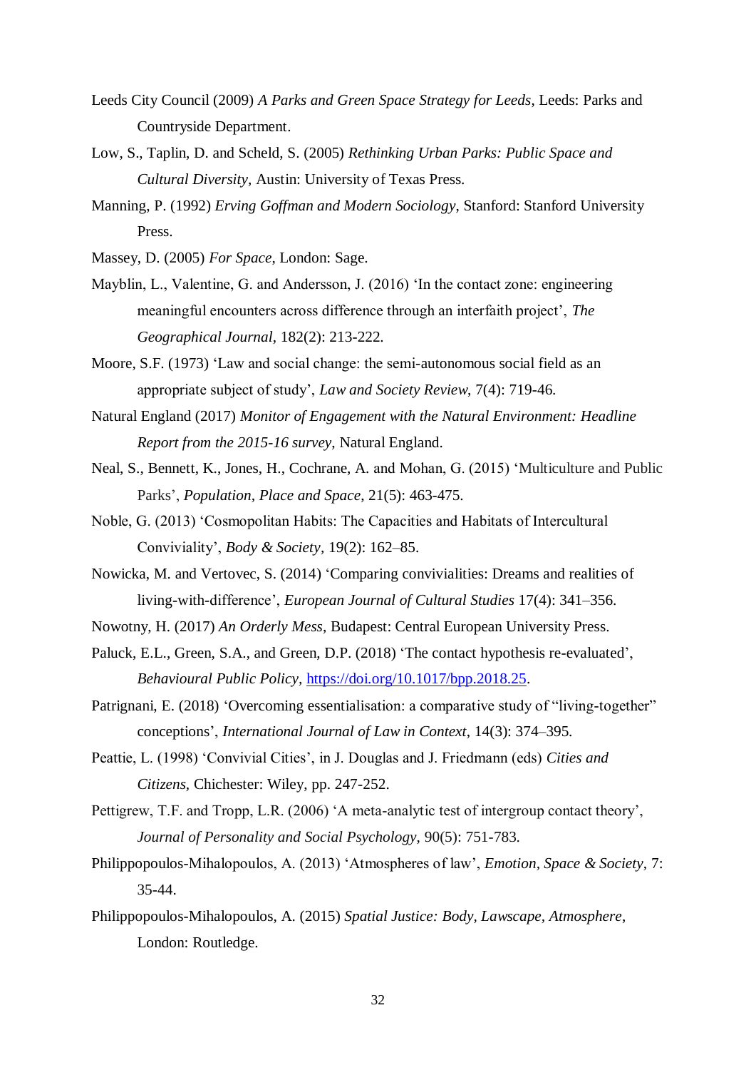Leeds City Council (2009) *A Parks and Green Space Strategy for Leeds*, Leeds: Parks and Countryside Department.

Low, S., Taplin, D. and Scheld, S. (2005) *Rethinking Urban Parks: Public Space and Cultural Diversity,* Austin: University of Texas Press.

Manning, P. (1992) *Erving Goffman and Modern Sociology*, Stanford: Stanford University Press.

Massey, D. (2005) *For Space*, London: Sage.

Mayblin, L., Valentine, G. and Andersson, J. (2016) 'In the contact zone: engineering meaningful encounters across difference through an interfaith project', *The Geographical Journal*, 182(2): 213-222.

Moore, S.F. (1973) 'Law and social change: the semi-autonomous social field as an appropriate subject of study', *Law and Society Review,* 7(4): 719-46.

Natural England (2017) *Monitor of Engagement with the Natural Environment: Headline Report from the 2015-16 survey*, Natural England.

Neal, S., Bennett, K., Jones, H., Cochrane, A. and Mohan, G. (2015) 'Multiculture and Public Parks', *Population, Place and Space*, 21(5): 463-475.

Noble, G. (2013) 'Cosmopolitan Habits: The Capacities and Habitats of Intercultural Conviviality', *Body & Society*, 19(2): 162–85.

Nowicka, M. and Vertovec, S. (2014) 'Comparing convivialities: Dreams and realities of living-with-difference', *European Journal of Cultural Studies* 17(4): 341–356.

Nowotny, H. (2017) *An Orderly Mess*, Budapest: Central European University Press.

Paluck, E.L., Green, S.A., and Green, D.P. (2018) 'The contact hypothesis re-evaluated', *Behavioural Public Policy,* https://doi.org/10.1017/bpp.2018.25.

Patrignani, E. (2018) 'Overcoming essentialisation: a comparative study of "living-together" conceptions', *International Journal of Law in Context*, 14(3): 374–395.

Peattie, L. (1998) 'Convivial Cities', in J. Douglas and J. Friedmann (eds) *Cities and Citizens,* Chichester: Wiley, pp. 247-252.

Pettigrew, T.F. and Tropp, L.R. (2006) 'A meta-analytic test of intergroup contact theory', *Journal of Personality and Social Psychology*, 90(5): 751-783.

Philippopoulos-Mihalopoulos, A. (2013) 'Atmospheres of law', *Emotion, Space & Society*, 7: 35-44.

Philippopoulos-Mihalopoulos, A. (2015) *Spatial Justice: Body, Lawscape, Atmosphere*, London: Routledge.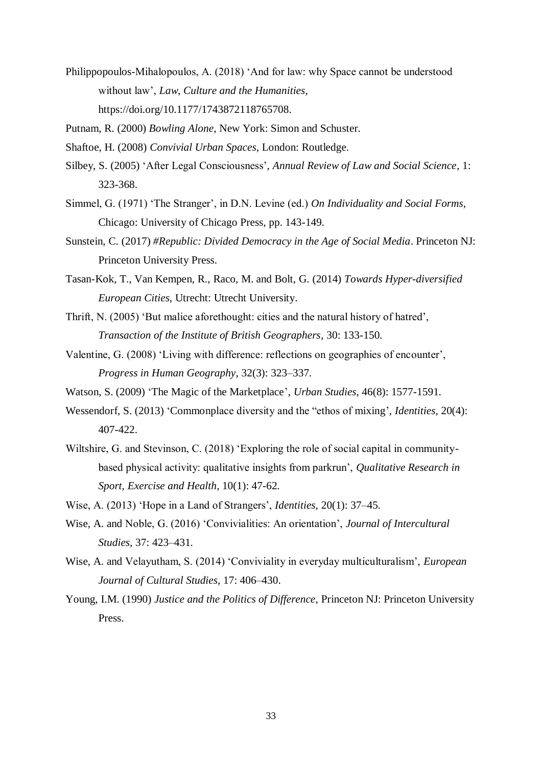Philippopoulos-Mihalopoulos, A. (2018) 'And for law: why Space cannot be understood without law', *Law, Culture and the Humanities*, https://doi.org/10.1177/1743872118765708.

Putnam, R. (2000) *Bowling Alone*, New York: Simon and Schuster.

Shaftoe, H. (2008) *Convivial Urban Spaces*, London: Routledge.

Silbey, S. (2005) 'After Legal Consciousness', *Annual Review of Law and Social Science*, 1: 323-368.

Simmel, G. (1971) 'The Stranger', in D.N. Levine (ed.) *On Individuality and Social Forms*, Chicago: University of Chicago Press, pp. 143-149.

Sunstein, C. (2017) *#Republic: Divided Democracy in the Age of Social Media*. Princeton NJ: Princeton University Press.

Tasan-Kok, T., Van Kempen, R., Raco, M. and Bolt, G. (2014) *Towards Hyper-diversified European Cities*, Utrecht: Utrecht University.

Thrift, N. (2005) 'But malice aforethought: cities and the natural history of hatred', *Transaction of the Institute of British Geographers*, 30: 133-150.

Valentine, G. (2008) 'Living with difference: reflections on geographies of encounter', *Progress in Human Geography*, 32(3): 323–337.

Watson, S. (2009) 'The Magic of the Marketplace', *Urban Studies*, 46(8): 1577-1591.

Wessendorf, S. (2013) 'Commonplace diversity and the "ethos of mixing', *Identities*, 20(4): 407-422.

Wiltshire, G. and Stevinson, C. (2018) 'Exploring the role of social capital in community-based physical activity: qualitative insights from parkrun', *Qualitative Research in Sport, Exercise and Health*, 10(1): 47-62.

Wise, A. (2013) 'Hope in a Land of Strangers', *Identities*, 20(1): 37–45.

Wise, A. and Noble, G. (2016) 'Convivialities: An orientation', *Journal of Intercultural Studies*, 37: 423–431.

Wise, A. and Velayutham, S. (2014) 'Conviviality in everyday multiculturalism', *European Journal of Cultural Studies*, 17: 406–430.

Young, I.M. (1990) *Justice and the Politics of Difference*, Princeton NJ: Princeton University Press.